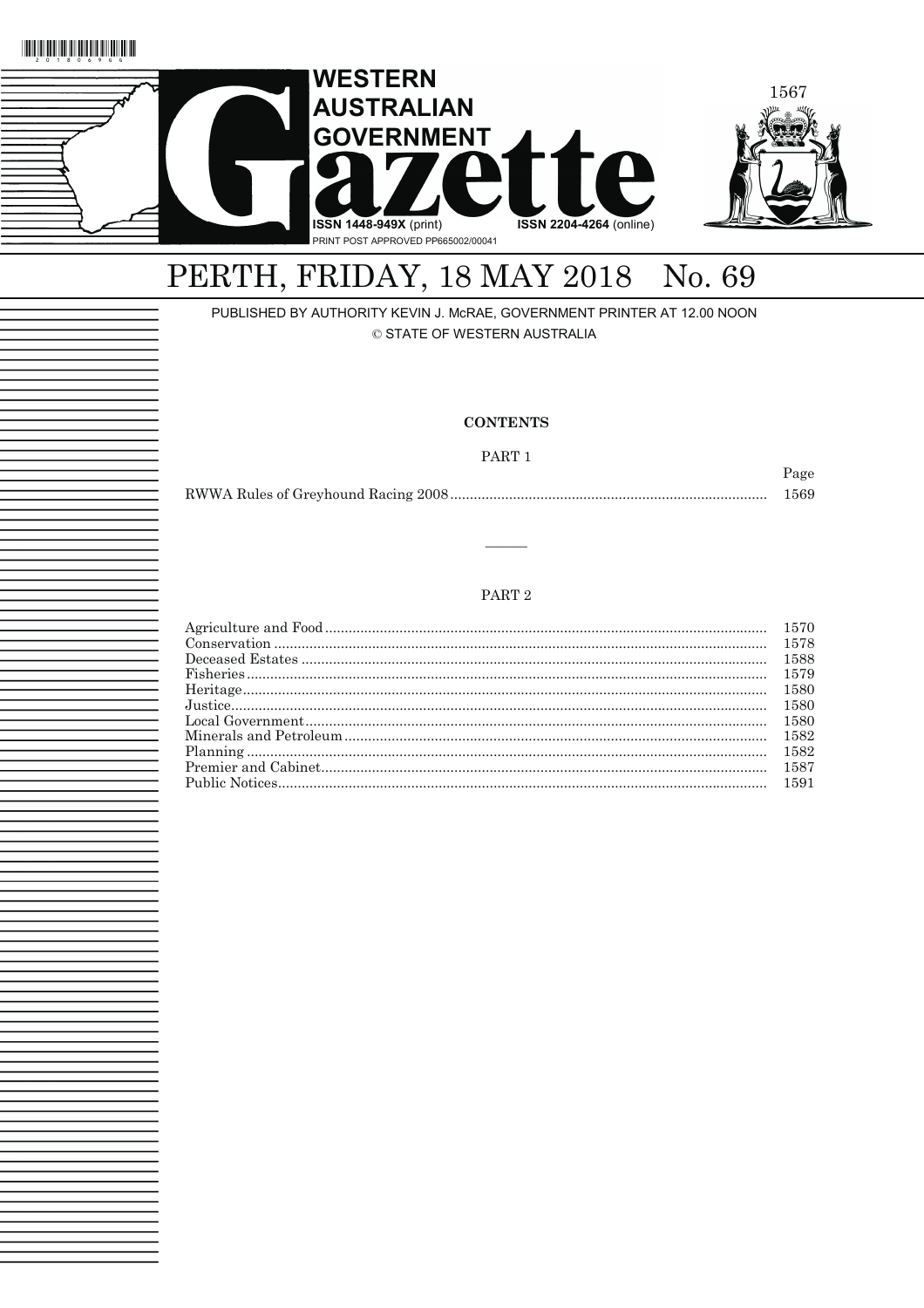# WESTERN AUSTRALIAN GOVERNMENT Gazette

ISSN 1448-949X (print) ISSN 2204-4264 (online)

PRINT POST APPROVED PP665002/00041

## PERTH, FRIDAY, 18 MAY 2018 No. 69

PUBLISHED BY AUTHORITY KEVIN J. McRAE, GOVERNMENT PRINTER AT 12.00 NOON

© STATE OF WESTERN AUSTRALIA

### CONTENTS

PART 1

| | Page |
|---|---|
| RWWA Rules of Greyhound Racing 2008 | 1569 |

---

PART 2

| | |
|---|---|
| Agriculture and Food | 1570 |
| Conservation | 1578 |
| Deceased Estates | 1588 |
| Fisheries | 1579 |
| Heritage | 1580 |
| Justice | 1580 |
| Local Government | 1580 |
| Minerals and Petroleum | 1582 |
| Planning | 1582 |
| Premier and Cabinet | 1587 |
| Public Notices | 1591 |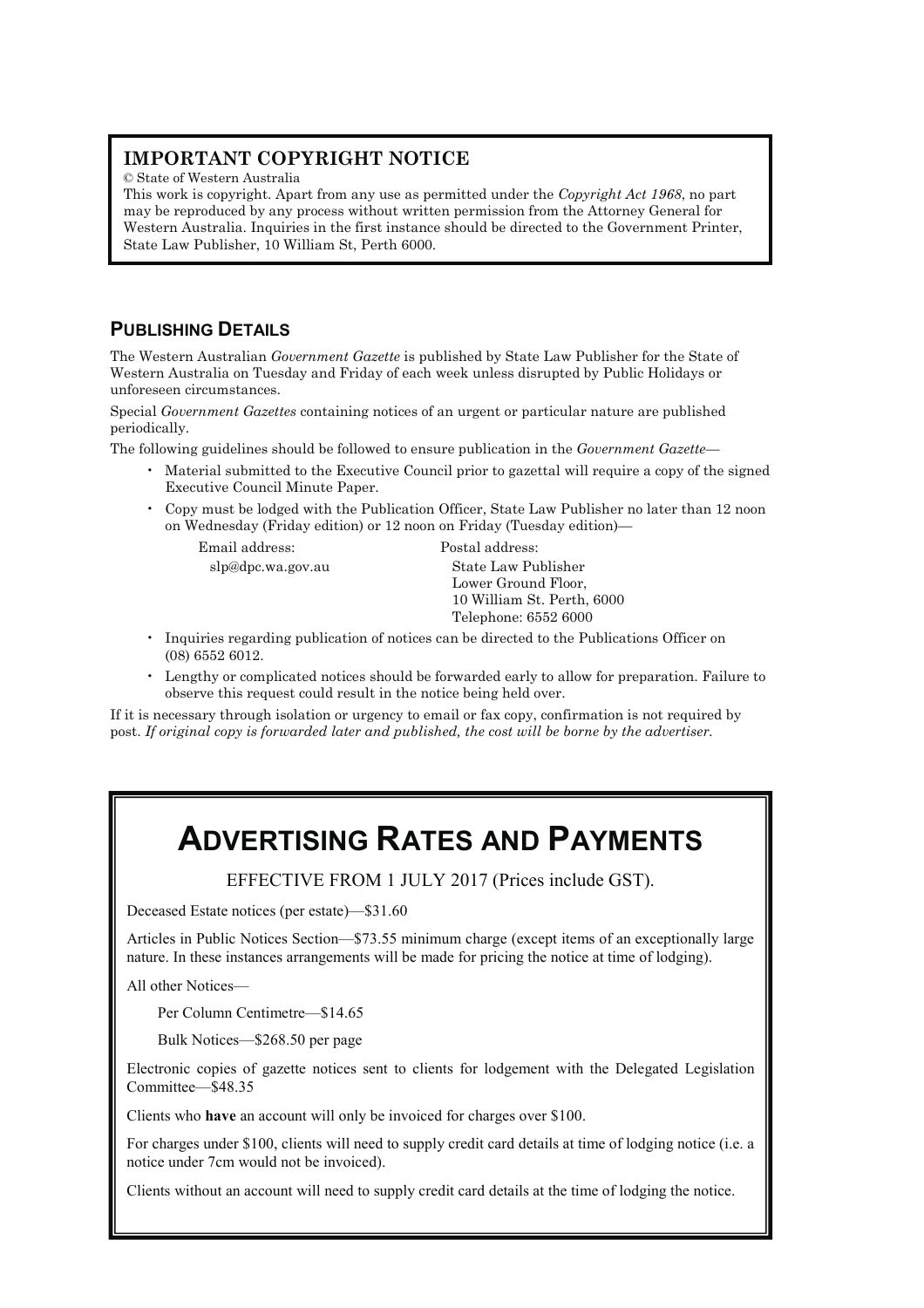## IMPORTANT COPYRIGHT NOTICE

© State of Western Australia

This work is copyright. Apart from any use as permitted under the *Copyright Act 1968*, no part may be reproduced by any process without written permission from the Attorney General for Western Australia. Inquiries in the first instance should be directed to the Government Printer, State Law Publisher, 10 William St, Perth 6000.

## PUBLISHING DETAILS

The Western Australian *Government Gazette* is published by State Law Publisher for the State of Western Australia on Tuesday and Friday of each week unless disrupted by Public Holidays or unforeseen circumstances.

Special *Government Gazettes* containing notices of an urgent or particular nature are published periodically.

The following guidelines should be followed to ensure publication in the *Government Gazette*—

- Material submitted to the Executive Council prior to gazettal will require a copy of the signed Executive Council Minute Paper.
- Copy must be lodged with the Publication Officer, State Law Publisher no later than 12 noon on Wednesday (Friday edition) or 12 noon on Friday (Tuesday edition)—

  Email address:
  slp@dpc.wa.gov.au

  Postal address:
  State Law Publisher
  Lower Ground Floor,
  10 William St. Perth, 6000
  Telephone: 6552 6000

- Inquiries regarding publication of notices can be directed to the Publications Officer on (08) 6552 6012.
- Lengthy or complicated notices should be forwarded early to allow for preparation. Failure to observe this request could result in the notice being held over.

If it is necessary through isolation or urgency to email or fax copy, confirmation is not required by post. *If original copy is forwarded later and published, the cost will be borne by the advertiser.*

# ADVERTISING RATES AND PAYMENTS

EFFECTIVE FROM 1 JULY 2017 (Prices include GST).

Deceased Estate notices (per estate)—$31.60

Articles in Public Notices Section—$73.55 minimum charge (except items of an exceptionally large nature. In these instances arrangements will be made for pricing the notice at time of lodging).

All other Notices—

Per Column Centimetre—$14.65

Bulk Notices—$268.50 per page

Electronic copies of gazette notices sent to clients for lodgement with the Delegated Legislation Committee—$48.35

Clients who **have** an account will only be invoiced for charges over $100.

For charges under $100, clients will need to supply credit card details at time of lodging notice (i.e. a notice under 7cm would not be invoiced).

Clients without an account will need to supply credit card details at the time of lodging the notice.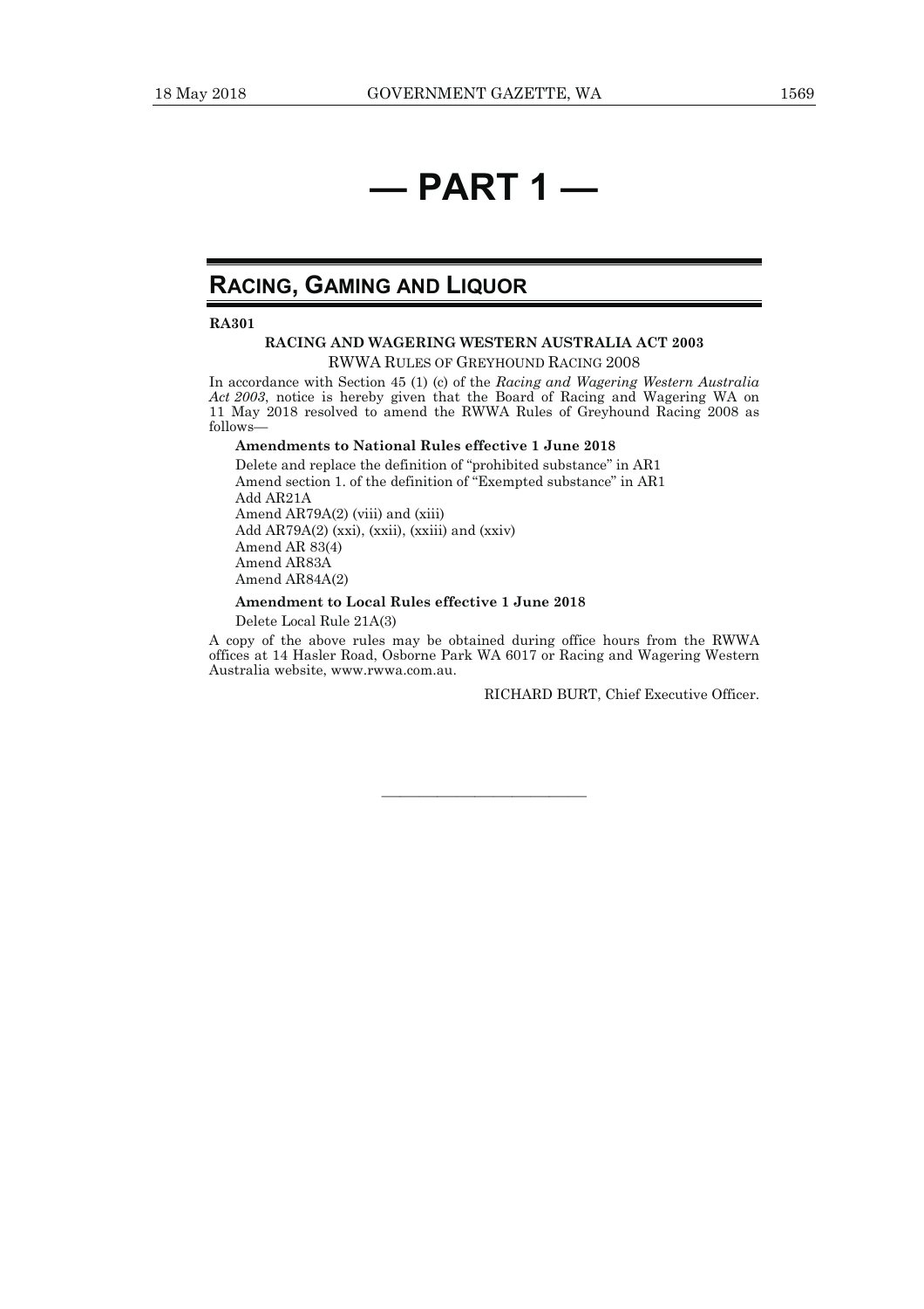# — PART 1 —

## RACING, GAMING AND LIQUOR

**RA301**

**RACING AND WAGERING WESTERN AUSTRALIA ACT 2003**

RWWA RULES OF GREYHOUND RACING 2008

In accordance with Section 45 (1) (c) of the *Racing and Wagering Western Australia Act 2003*, notice is hereby given that the Board of Racing and Wagering WA on 11 May 2018 resolved to amend the RWWA Rules of Greyhound Racing 2008 as follows—

**Amendments to National Rules effective 1 June 2018**

Delete and replace the definition of "prohibited substance" in AR1
Amend section 1. of the definition of "Exempted substance" in AR1
Add AR21A
Amend AR79A(2) (viii) and (xiii)
Add AR79A(2) (xxi), (xxii), (xxiii) and (xxiv)
Amend AR 83(4)
Amend AR83A
Amend AR84A(2)

**Amendment to Local Rules effective 1 June 2018**

Delete Local Rule 21A(3)

A copy of the above rules may be obtained during office hours from the RWWA offices at 14 Hasler Road, Osborne Park WA 6017 or Racing and Wagering Western Australia website, www.rwwa.com.au.

RICHARD BURT, Chief Executive Officer.

---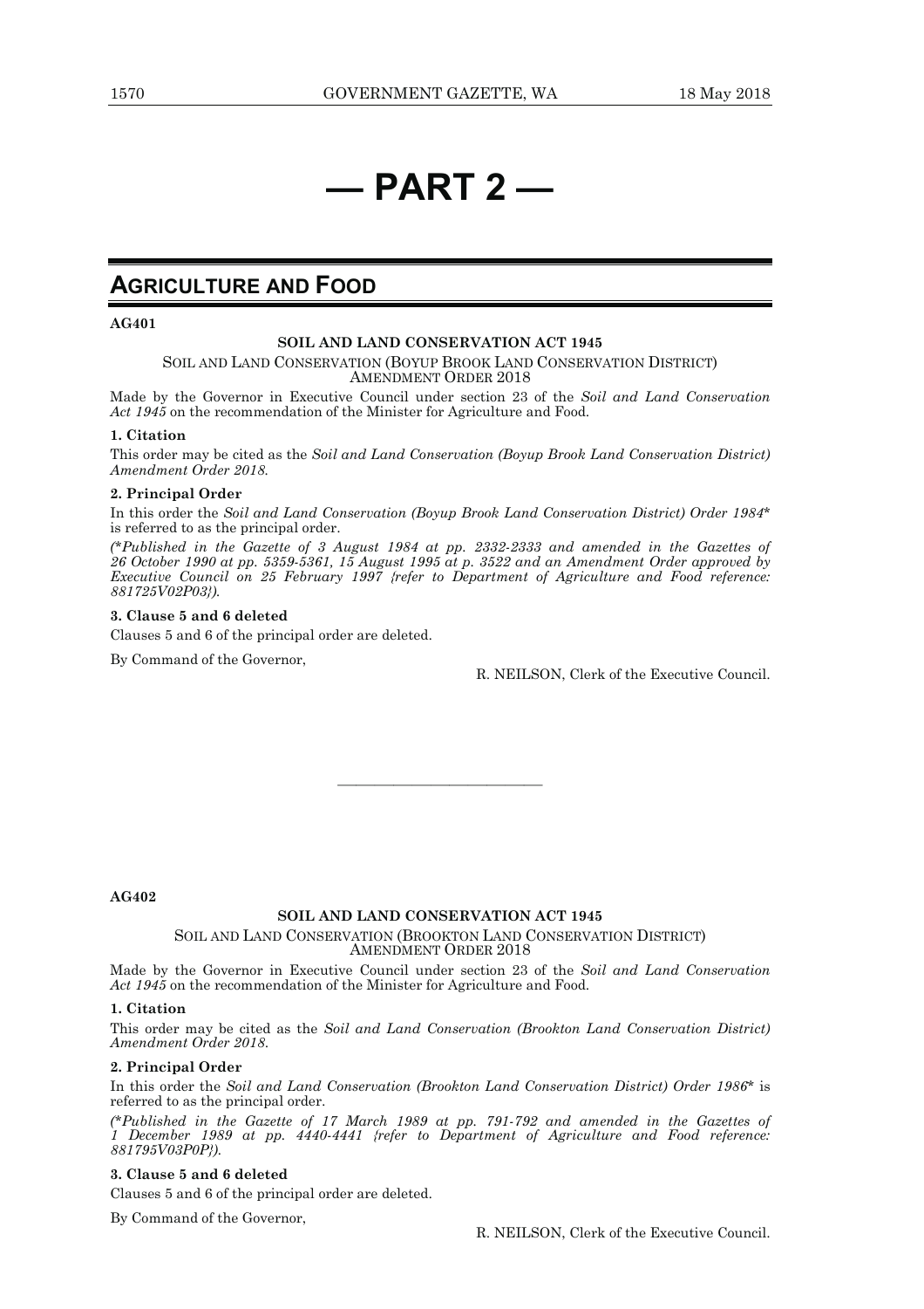# — PART 2 —

## AGRICULTURE AND FOOD

**AG401**

**SOIL AND LAND CONSERVATION ACT 1945**

SOIL AND LAND CONSERVATION (BOYUP BROOK LAND CONSERVATION DISTRICT) AMENDMENT ORDER 2018

Made by the Governor in Executive Council under section 23 of the *Soil and Land Conservation Act 1945* on the recommendation of the Minister for Agriculture and Food.

**1. Citation**

This order may be cited as the *Soil and Land Conservation (Boyup Brook Land Conservation District) Amendment Order 2018*.

**2. Principal Order**

In this order the *Soil and Land Conservation (Boyup Brook Land Conservation District) Order 1984*\* is referred to as the principal order.

*(\*Published in the Gazette of 3 August 1984 at pp. 2332-2333 and amended in the Gazettes of 26 October 1990 at pp. 5359-5361, 15 August 1995 at p. 3522 and an Amendment Order approved by Executive Council on 25 February 1997 {refer to Department of Agriculture and Food reference: 881725V02P03}).*

**3. Clause 5 and 6 deleted**

Clauses 5 and 6 of the principal order are deleted.

By Command of the Governor,

R. NEILSON, Clerk of the Executive Council.

---

**AG402**

**SOIL AND LAND CONSERVATION ACT 1945**

SOIL AND LAND CONSERVATION (BROOKTON LAND CONSERVATION DISTRICT) AMENDMENT ORDER 2018

Made by the Governor in Executive Council under section 23 of the *Soil and Land Conservation Act 1945* on the recommendation of the Minister for Agriculture and Food.

**1. Citation**

This order may be cited as the *Soil and Land Conservation (Brookton Land Conservation District) Amendment Order 2018*.

**2. Principal Order**

In this order the *Soil and Land Conservation (Brookton Land Conservation District) Order 1986*\* is referred to as the principal order.

*(\*Published in the Gazette of 17 March 1989 at pp. 791-792 and amended in the Gazettes of 1 December 1989 at pp. 4440-4441 {refer to Department of Agriculture and Food reference: 881795V03P0P}).*

**3. Clause 5 and 6 deleted**

Clauses 5 and 6 of the principal order are deleted.

By Command of the Governor,

R. NEILSON, Clerk of the Executive Council.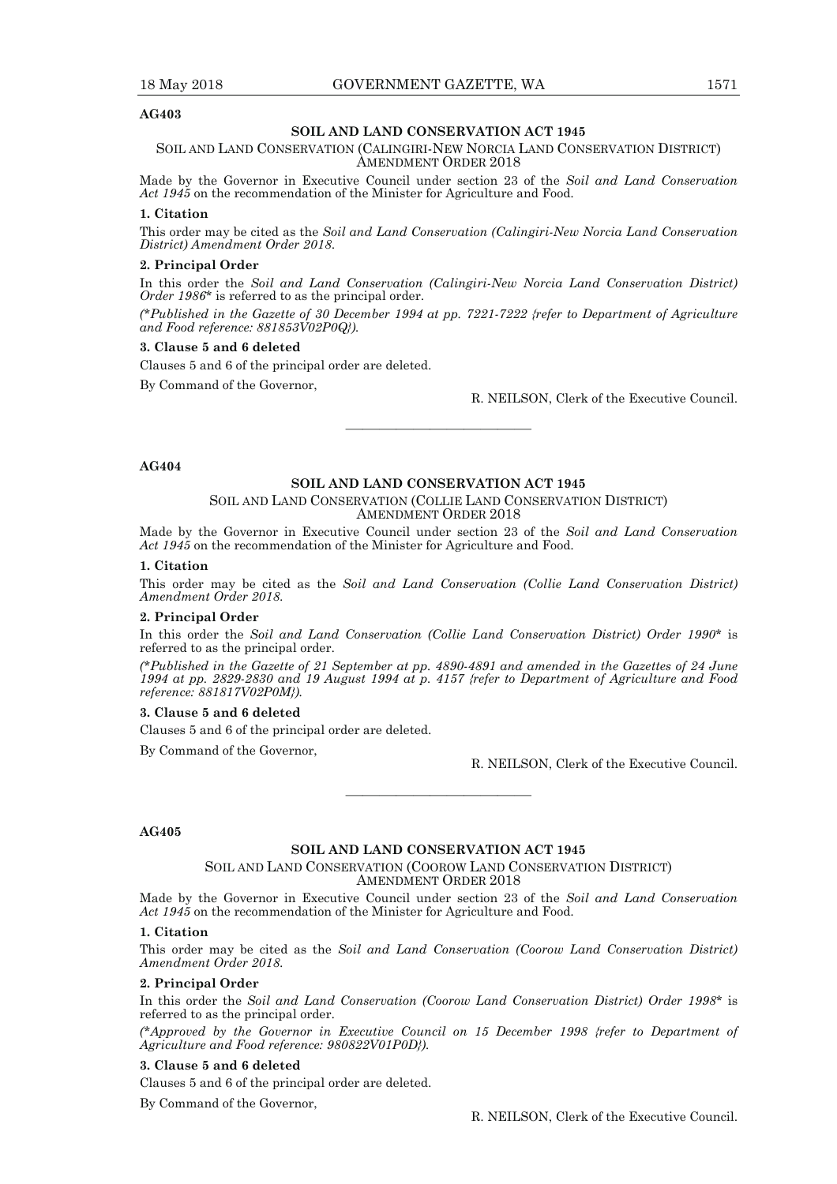**AG403**

## SOIL AND LAND CONSERVATION ACT 1945

### SOIL AND LAND CONSERVATION (CALINGIRI-NEW NORCIA LAND CONSERVATION DISTRICT) AMENDMENT ORDER 2018

Made by the Governor in Executive Council under section 23 of the *Soil and Land Conservation Act 1945* on the recommendation of the Minister for Agriculture and Food.

**1. Citation**

This order may be cited as the *Soil and Land Conservation (Calingiri-New Norcia Land Conservation District) Amendment Order 2018*.

**2. Principal Order**

In this order the *Soil and Land Conservation (Calingiri-New Norcia Land Conservation District) Order 1986*\* is referred to as the principal order.

*(\*Published in the Gazette of 30 December 1994 at pp. 7221-7222 {refer to Department of Agriculture and Food reference: 881853V02P0Q}).*

**3. Clause 5 and 6 deleted**

Clauses 5 and 6 of the principal order are deleted.

By Command of the Governor,

R. NEILSON, Clerk of the Executive Council.

---

**AG404**

## SOIL AND LAND CONSERVATION ACT 1945

### SOIL AND LAND CONSERVATION (COLLIE LAND CONSERVATION DISTRICT) AMENDMENT ORDER 2018

Made by the Governor in Executive Council under section 23 of the *Soil and Land Conservation Act 1945* on the recommendation of the Minister for Agriculture and Food.

**1. Citation**

This order may be cited as the *Soil and Land Conservation (Collie Land Conservation District) Amendment Order 2018*.

**2. Principal Order**

In this order the *Soil and Land Conservation (Collie Land Conservation District) Order 1990*\* is referred to as the principal order.

*(\*Published in the Gazette of 21 September at pp. 4890-4891 and amended in the Gazettes of 24 June 1994 at pp. 2829-2830 and 19 August 1994 at p. 4157 {refer to Department of Agriculture and Food reference: 881817V02P0M}).*

**3. Clause 5 and 6 deleted**

Clauses 5 and 6 of the principal order are deleted.

By Command of the Governor,

R. NEILSON, Clerk of the Executive Council.

---

**AG405**

## SOIL AND LAND CONSERVATION ACT 1945

### SOIL AND LAND CONSERVATION (COOROW LAND CONSERVATION DISTRICT) AMENDMENT ORDER 2018

Made by the Governor in Executive Council under section 23 of the *Soil and Land Conservation Act 1945* on the recommendation of the Minister for Agriculture and Food.

**1. Citation**

This order may be cited as the *Soil and Land Conservation (Coorow Land Conservation District) Amendment Order 2018*.

**2. Principal Order**

In this order the *Soil and Land Conservation (Coorow Land Conservation District) Order 1998*\* is referred to as the principal order.

*(\*Approved by the Governor in Executive Council on 15 December 1998 {refer to Department of Agriculture and Food reference: 980822V01P0D}).*

**3. Clause 5 and 6 deleted**

Clauses 5 and 6 of the principal order are deleted.

By Command of the Governor,

R. NEILSON, Clerk of the Executive Council.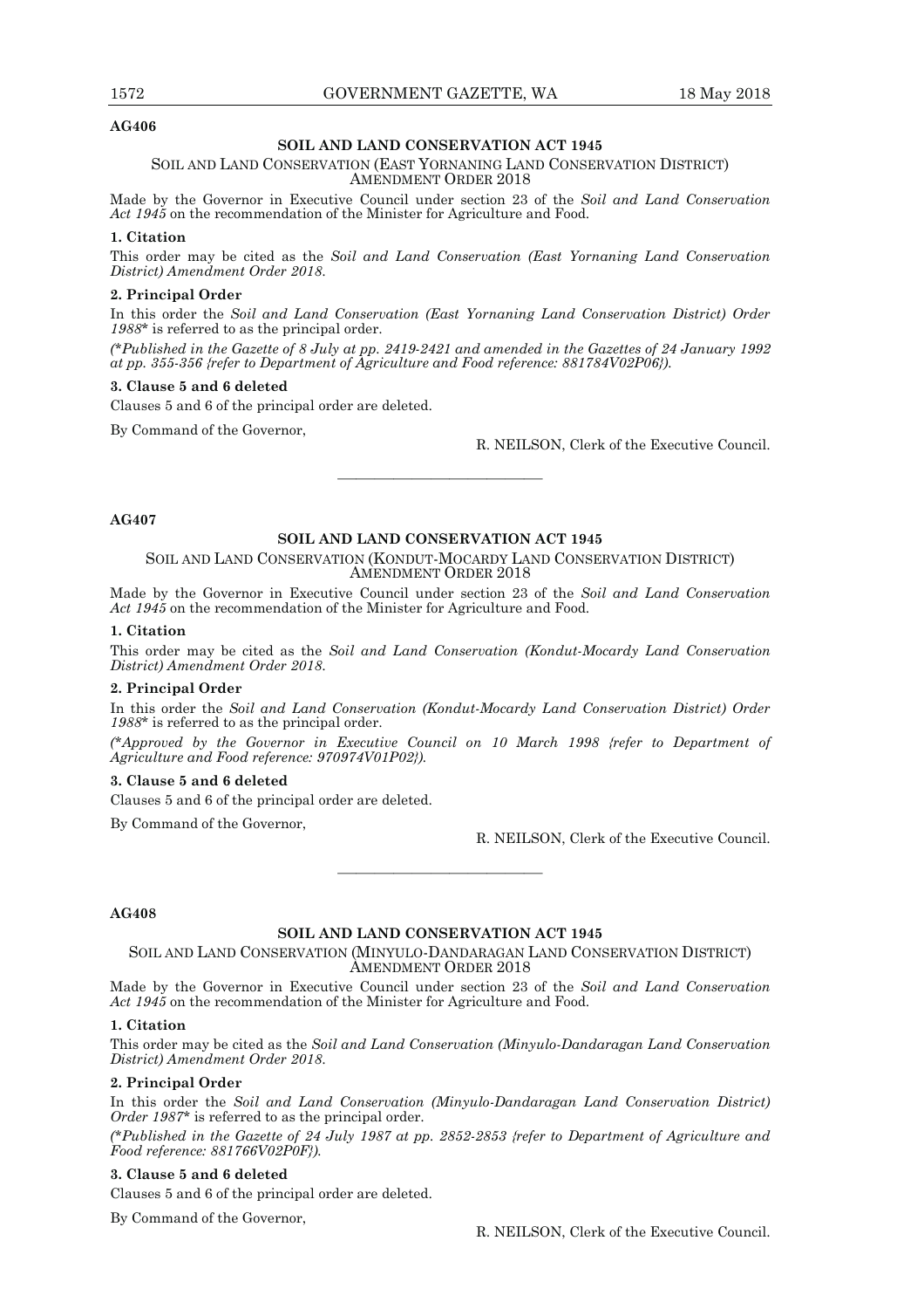AG406

## SOIL AND LAND CONSERVATION ACT 1945

SOIL AND LAND CONSERVATION (EAST YORNANING LAND CONSERVATION DISTRICT) AMENDMENT ORDER 2018

Made by the Governor in Executive Council under section 23 of the *Soil and Land Conservation Act 1945* on the recommendation of the Minister for Agriculture and Food.

**1. Citation**

This order may be cited as the *Soil and Land Conservation (East Yornaning Land Conservation District) Amendment Order 2018*.

**2. Principal Order**

In this order the *Soil and Land Conservation (East Yornaning Land Conservation District) Order 1988*\* is referred to as the principal order.

*(\*Published in the Gazette of 8 July at pp. 2419-2421 and amended in the Gazettes of 24 January 1992 at pp. 355-356 {refer to Department of Agriculture and Food reference: 881784V02P06}).*

**3. Clause 5 and 6 deleted**

Clauses 5 and 6 of the principal order are deleted.

By Command of the Governor,

R. NEILSON, Clerk of the Executive Council.

---

AG407

## SOIL AND LAND CONSERVATION ACT 1945

SOIL AND LAND CONSERVATION (KONDUT-MOCARDY LAND CONSERVATION DISTRICT) AMENDMENT ORDER 2018

Made by the Governor in Executive Council under section 23 of the *Soil and Land Conservation Act 1945* on the recommendation of the Minister for Agriculture and Food.

**1. Citation**

This order may be cited as the *Soil and Land Conservation (Kondut-Mocardy Land Conservation District) Amendment Order 2018*.

**2. Principal Order**

In this order the *Soil and Land Conservation (Kondut-Mocardy Land Conservation District) Order 1988*\* is referred to as the principal order.

*(\*Approved by the Governor in Executive Council on 10 March 1998 {refer to Department of Agriculture and Food reference: 970974V01P02}).*

**3. Clause 5 and 6 deleted**

Clauses 5 and 6 of the principal order are deleted.

By Command of the Governor,

R. NEILSON, Clerk of the Executive Council.

---

AG408

## SOIL AND LAND CONSERVATION ACT 1945

SOIL AND LAND CONSERVATION (MINYULO-DANDARAGAN LAND CONSERVATION DISTRICT) AMENDMENT ORDER 2018

Made by the Governor in Executive Council under section 23 of the *Soil and Land Conservation Act 1945* on the recommendation of the Minister for Agriculture and Food.

**1. Citation**

This order may be cited as the *Soil and Land Conservation (Minyulo-Dandaragan Land Conservation District) Amendment Order 2018*.

**2. Principal Order**

In this order the *Soil and Land Conservation (Minyulo-Dandaragan Land Conservation District) Order 1987*\* is referred to as the principal order.

*(\*Published in the Gazette of 24 July 1987 at pp. 2852-2853 {refer to Department of Agriculture and Food reference: 881766V02P0F}).*

**3. Clause 5 and 6 deleted**

Clauses 5 and 6 of the principal order are deleted.

By Command of the Governor,

R. NEILSON, Clerk of the Executive Council.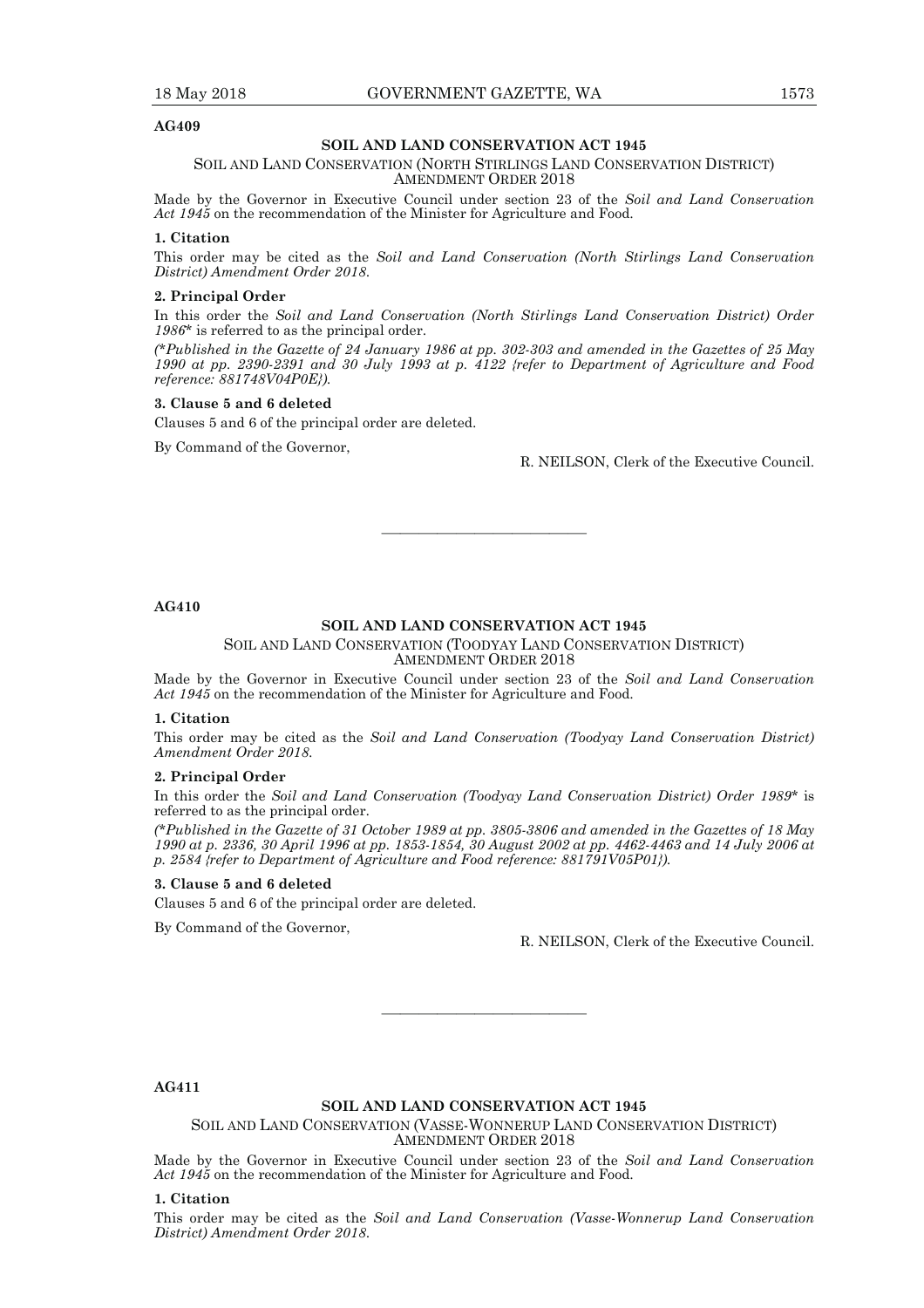**AG409**

## SOIL AND LAND CONSERVATION ACT 1945

### SOIL AND LAND CONSERVATION (NORTH STIRLINGS LAND CONSERVATION DISTRICT) AMENDMENT ORDER 2018

Made by the Governor in Executive Council under section 23 of the *Soil and Land Conservation Act 1945* on the recommendation of the Minister for Agriculture and Food.

**1. Citation**

This order may be cited as the *Soil and Land Conservation (North Stirlings Land Conservation District) Amendment Order 2018*.

**2. Principal Order**

In this order the *Soil and Land Conservation (North Stirlings Land Conservation District) Order 1986*\* is referred to as the principal order.

*(\*Published in the Gazette of 24 January 1986 at pp. 302-303 and amended in the Gazettes of 25 May 1990 at pp. 2390-2391 and 30 July 1993 at p. 4122 {refer to Department of Agriculture and Food reference: 881748V04P0E}).*

**3. Clause 5 and 6 deleted**

Clauses 5 and 6 of the principal order are deleted.

By Command of the Governor,

R. NEILSON, Clerk of the Executive Council.

---

**AG410**

## SOIL AND LAND CONSERVATION ACT 1945

### SOIL AND LAND CONSERVATION (TOODYAY LAND CONSERVATION DISTRICT) AMENDMENT ORDER 2018

Made by the Governor in Executive Council under section 23 of the *Soil and Land Conservation Act 1945* on the recommendation of the Minister for Agriculture and Food.

**1. Citation**

This order may be cited as the *Soil and Land Conservation (Toodyay Land Conservation District) Amendment Order 2018*.

**2. Principal Order**

In this order the *Soil and Land Conservation (Toodyay Land Conservation District) Order 1989*\* is referred to as the principal order.

*(\*Published in the Gazette of 31 October 1989 at pp. 3805-3806 and amended in the Gazettes of 18 May 1990 at p. 2336, 30 April 1996 at pp. 1853-1854, 30 August 2002 at pp. 4462-4463 and 14 July 2006 at p. 2584 {refer to Department of Agriculture and Food reference: 881791V05P01}).*

**3. Clause 5 and 6 deleted**

Clauses 5 and 6 of the principal order are deleted.

By Command of the Governor,

R. NEILSON, Clerk of the Executive Council.

---

**AG411**

## SOIL AND LAND CONSERVATION ACT 1945

### SOIL AND LAND CONSERVATION (VASSE-WONNERUP LAND CONSERVATION DISTRICT) AMENDMENT ORDER 2018

Made by the Governor in Executive Council under section 23 of the *Soil and Land Conservation Act 1945* on the recommendation of the Minister for Agriculture and Food.

**1. Citation**

This order may be cited as the *Soil and Land Conservation (Vasse-Wonnerup Land Conservation District) Amendment Order 2018*.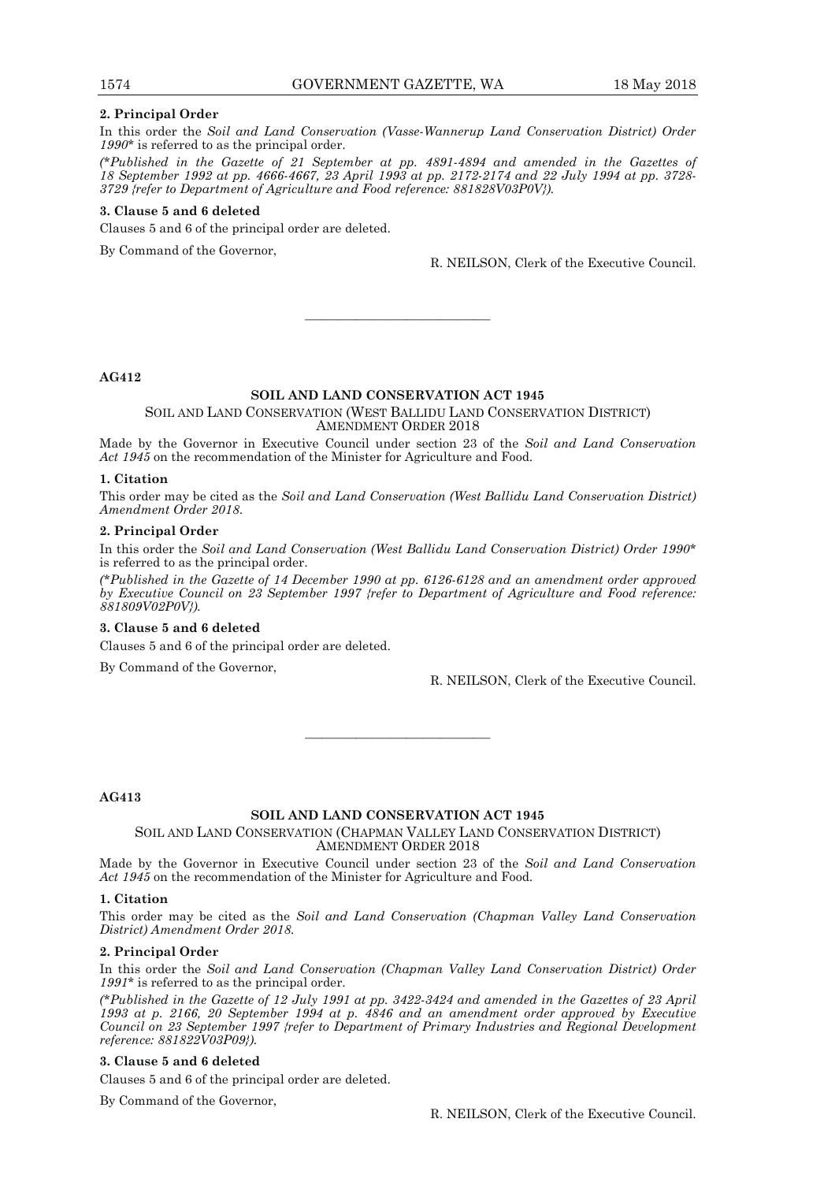**2. Principal Order**

In this order the *Soil and Land Conservation (Vasse-Wannerup Land Conservation District) Order 1990\** is referred to as the principal order.

*(\*Published in the Gazette of 21 September at pp. 4891-4894 and amended in the Gazettes of 18 September 1992 at pp. 4666-4667, 23 April 1993 at pp. 2172-2174 and 22 July 1994 at pp. 3728-3729 {refer to Department of Agriculture and Food reference: 881828V03P0V}).*

**3. Clause 5 and 6 deleted**

Clauses 5 and 6 of the principal order are deleted.

By Command of the Governor,

R. NEILSON, Clerk of the Executive Council.

---

**AG412**

**SOIL AND LAND CONSERVATION ACT 1945**

SOIL AND LAND CONSERVATION (WEST BALLIDU LAND CONSERVATION DISTRICT) AMENDMENT ORDER 2018

Made by the Governor in Executive Council under section 23 of the *Soil and Land Conservation Act 1945* on the recommendation of the Minister for Agriculture and Food.

**1. Citation**

This order may be cited as the *Soil and Land Conservation (West Ballidu Land Conservation District) Amendment Order 2018*.

**2. Principal Order**

In this order the *Soil and Land Conservation (West Ballidu Land Conservation District) Order 1990\** is referred to as the principal order.

*(\*Published in the Gazette of 14 December 1990 at pp. 6126-6128 and an amendment order approved by Executive Council on 23 September 1997 {refer to Department of Agriculture and Food reference: 881809V02P0V}).*

**3. Clause 5 and 6 deleted**

Clauses 5 and 6 of the principal order are deleted.

By Command of the Governor,

R. NEILSON, Clerk of the Executive Council.

---

**AG413**

**SOIL AND LAND CONSERVATION ACT 1945**

SOIL AND LAND CONSERVATION (CHAPMAN VALLEY LAND CONSERVATION DISTRICT) AMENDMENT ORDER 2018

Made by the Governor in Executive Council under section 23 of the *Soil and Land Conservation Act 1945* on the recommendation of the Minister for Agriculture and Food.

**1. Citation**

This order may be cited as the *Soil and Land Conservation (Chapman Valley Land Conservation District) Amendment Order 2018*.

**2. Principal Order**

In this order the *Soil and Land Conservation (Chapman Valley Land Conservation District) Order 1991\** is referred to as the principal order.

*(\*Published in the Gazette of 12 July 1991 at pp. 3422-3424 and amended in the Gazettes of 23 April 1993 at p. 2166, 20 September 1994 at p. 4846 and an amendment order approved by Executive Council on 23 September 1997 {refer to Department of Primary Industries and Regional Development reference: 881822V03P09}).*

**3. Clause 5 and 6 deleted**

Clauses 5 and 6 of the principal order are deleted.

By Command of the Governor,

R. NEILSON, Clerk of the Executive Council.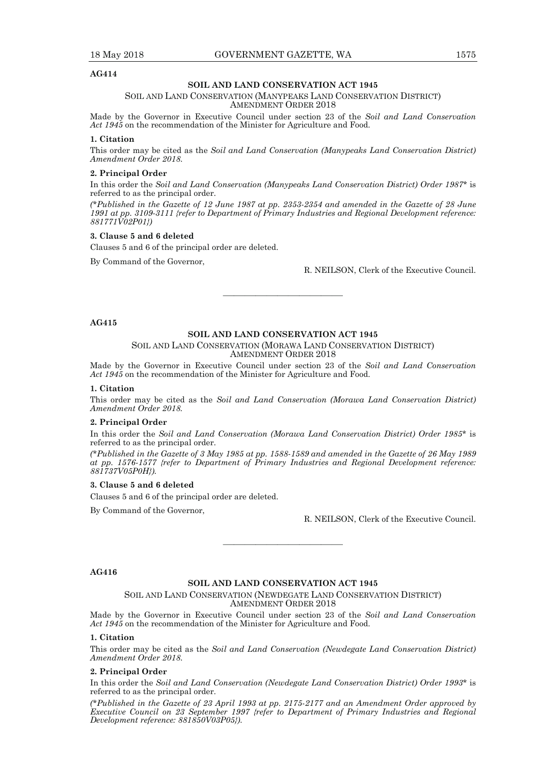**AG414**

**SOIL AND LAND CONSERVATION ACT 1945**

SOIL AND LAND CONSERVATION (MANYPEAKS LAND CONSERVATION DISTRICT) AMENDMENT ORDER 2018

Made by the Governor in Executive Council under section 23 of the *Soil and Land Conservation Act 1945* on the recommendation of the Minister for Agriculture and Food.

**1. Citation**

This order may be cited as the *Soil and Land Conservation (Manypeaks Land Conservation District) Amendment Order 2018*.

**2. Principal Order**

In this order the *Soil and Land Conservation (Manypeaks Land Conservation District) Order 1987*\* is referred to as the principal order.

*(\*Published in the Gazette of 12 June 1987 at pp. 2353-2354 and amended in the Gazette of 28 June 1991 at pp. 3109-3111 {refer to Department of Primary Industries and Regional Development reference: 881771V02P01})*

**3. Clause 5 and 6 deleted**

Clauses 5 and 6 of the principal order are deleted.

By Command of the Governor,

R. NEILSON, Clerk of the Executive Council.

---

**AG415**

**SOIL AND LAND CONSERVATION ACT 1945**

SOIL AND LAND CONSERVATION (MORAWA LAND CONSERVATION DISTRICT) AMENDMENT ORDER 2018

Made by the Governor in Executive Council under section 23 of the *Soil and Land Conservation Act 1945* on the recommendation of the Minister for Agriculture and Food.

**1. Citation**

This order may be cited as the *Soil and Land Conservation (Morawa Land Conservation District) Amendment Order 2018*.

**2. Principal Order**

In this order the *Soil and Land Conservation (Morawa Land Conservation District) Order 1985*\* is referred to as the principal order.

*(\*Published in the Gazette of 3 May 1985 at pp. 1588-1589 and amended in the Gazette of 26 May 1989 at pp. 1576-1577 {refer to Department of Primary Industries and Regional Development reference: 881737V05P0H})*.

**3. Clause 5 and 6 deleted**

Clauses 5 and 6 of the principal order are deleted.

By Command of the Governor,

R. NEILSON, Clerk of the Executive Council.

---

**AG416**

**SOIL AND LAND CONSERVATION ACT 1945**

SOIL AND LAND CONSERVATION (NEWDEGATE LAND CONSERVATION DISTRICT) AMENDMENT ORDER 2018

Made by the Governor in Executive Council under section 23 of the *Soil and Land Conservation Act 1945* on the recommendation of the Minister for Agriculture and Food.

**1. Citation**

This order may be cited as the *Soil and Land Conservation (Newdegate Land Conservation District) Amendment Order 2018*.

**2. Principal Order**

In this order the *Soil and Land Conservation (Newdegate Land Conservation District) Order 1993*\* is referred to as the principal order.

*(\*Published in the Gazette of 23 April 1993 at pp. 2175-2177 and an Amendment Order approved by Executive Council on 23 September 1997 {refer to Department of Primary Industries and Regional Development reference: 881850V03P05})*.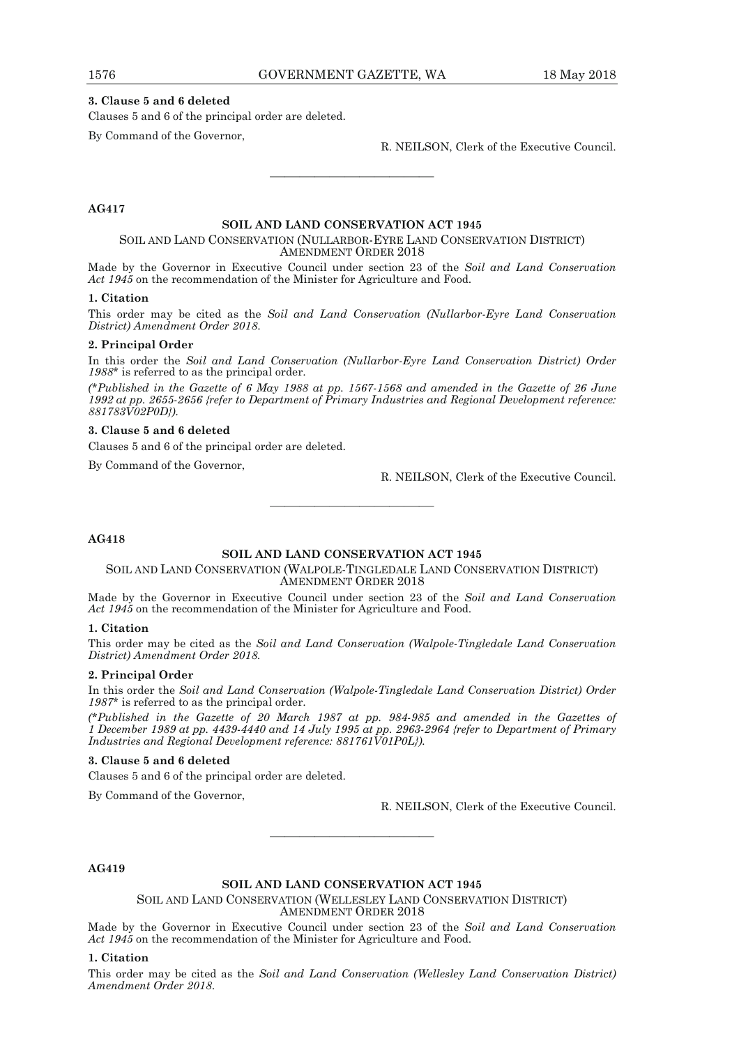**3. Clause 5 and 6 deleted**

Clauses 5 and 6 of the principal order are deleted.

By Command of the Governor,

R. NEILSON, Clerk of the Executive Council.

---

**AG417**

**SOIL AND LAND CONSERVATION ACT 1945**

SOIL AND LAND CONSERVATION (NULLARBOR-EYRE LAND CONSERVATION DISTRICT) AMENDMENT ORDER 2018

Made by the Governor in Executive Council under section 23 of the *Soil and Land Conservation Act 1945* on the recommendation of the Minister for Agriculture and Food.

**1. Citation**

This order may be cited as the *Soil and Land Conservation (Nullarbor-Eyre Land Conservation District) Amendment Order 2018*.

**2. Principal Order**

In this order the *Soil and Land Conservation (Nullarbor-Eyre Land Conservation District) Order 1988*\* is referred to as the principal order.

*(\*Published in the Gazette of 6 May 1988 at pp. 1567-1568 and amended in the Gazette of 26 June 1992 at pp. 2655-2656 {refer to Department of Primary Industries and Regional Development reference: 881783V02P0D}).*

**3. Clause 5 and 6 deleted**

Clauses 5 and 6 of the principal order are deleted.

By Command of the Governor,

R. NEILSON, Clerk of the Executive Council.

---

**AG418**

**SOIL AND LAND CONSERVATION ACT 1945**

SOIL AND LAND CONSERVATION (WALPOLE-TINGLEDALE LAND CONSERVATION DISTRICT) AMENDMENT ORDER 2018

Made by the Governor in Executive Council under section 23 of the *Soil and Land Conservation Act 1945* on the recommendation of the Minister for Agriculture and Food.

**1. Citation**

This order may be cited as the *Soil and Land Conservation (Walpole-Tingledale Land Conservation District) Amendment Order 2018*.

**2. Principal Order**

In this order the *Soil and Land Conservation (Walpole-Tingledale Land Conservation District) Order 1987*\* is referred to as the principal order.

*(\*Published in the Gazette of 20 March 1987 at pp. 984-985 and amended in the Gazettes of 1 December 1989 at pp. 4439-4440 and 14 July 1995 at pp. 2963-2964 {refer to Department of Primary Industries and Regional Development reference: 881761V01P0L}).*

**3. Clause 5 and 6 deleted**

Clauses 5 and 6 of the principal order are deleted.

By Command of the Governor,

R. NEILSON, Clerk of the Executive Council.

---

**AG419**

**SOIL AND LAND CONSERVATION ACT 1945**

SOIL AND LAND CONSERVATION (WELLESLEY LAND CONSERVATION DISTRICT) AMENDMENT ORDER 2018

Made by the Governor in Executive Council under section 23 of the *Soil and Land Conservation Act 1945* on the recommendation of the Minister for Agriculture and Food.

**1. Citation**

This order may be cited as the *Soil and Land Conservation (Wellesley Land Conservation District) Amendment Order 2018*.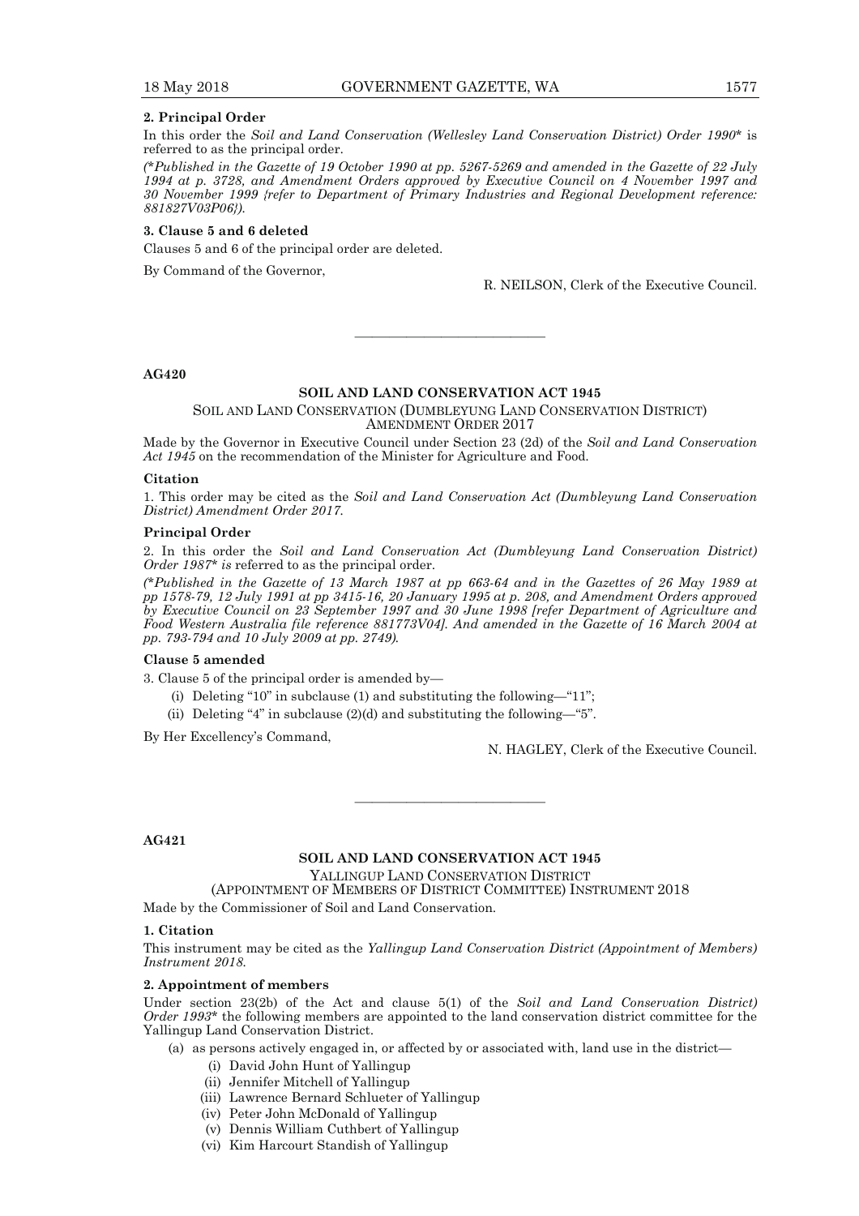**2. Principal Order**

In this order the *Soil and Land Conservation (Wellesley Land Conservation District) Order 1990*\* is referred to as the principal order.

*(\*Published in the Gazette of 19 October 1990 at pp. 5267-5269 and amended in the Gazette of 22 July 1994 at p. 3728, and Amendment Orders approved by Executive Council on 4 November 1997 and 30 November 1999 {refer to Department of Primary Industries and Regional Development reference: 881827V03P06}).*

**3. Clause 5 and 6 deleted**

Clauses 5 and 6 of the principal order are deleted.

By Command of the Governor,

R. NEILSON, Clerk of the Executive Council.

---

**AG420**

**SOIL AND LAND CONSERVATION ACT 1945**

SOIL AND LAND CONSERVATION (DUMBLEYUNG LAND CONSERVATION DISTRICT) AMENDMENT ORDER 2017

Made by the Governor in Executive Council under Section 23 (2d) of the *Soil and Land Conservation Act 1945* on the recommendation of the Minister for Agriculture and Food.

**Citation**

1. This order may be cited as the *Soil and Land Conservation Act (Dumbleyung Land Conservation District) Amendment Order 2017.*

**Principal Order**

2. In this order the *Soil and Land Conservation Act (Dumbleyung Land Conservation District) Order 1987\* is* referred to as the principal order.

*(\*Published in the Gazette of 13 March 1987 at pp 663-64 and in the Gazettes of 26 May 1989 at pp 1578-79, 12 July 1991 at pp 3415-16, 20 January 1995 at p. 208, and Amendment Orders approved by Executive Council on 23 September 1997 and 30 June 1998 [refer Department of Agriculture and Food Western Australia file reference 881773V04]. And amended in the Gazette of 16 March 2004 at pp. 793-794 and 10 July 2009 at pp. 2749).*

**Clause 5 amended**

3. Clause 5 of the principal order is amended by—

(i) Deleting "10" in subclause (1) and substituting the following—"11";

(ii) Deleting "4" in subclause (2)(d) and substituting the following—"5".

By Her Excellency's Command,

N. HAGLEY, Clerk of the Executive Council.

---

**AG421**

**SOIL AND LAND CONSERVATION ACT 1945**

YALLINGUP LAND CONSERVATION DISTRICT (APPOINTMENT OF MEMBERS OF DISTRICT COMMITTEE) INSTRUMENT 2018

Made by the Commissioner of Soil and Land Conservation.

**1. Citation**

This instrument may be cited as the *Yallingup Land Conservation District (Appointment of Members) Instrument 2018.*

**2. Appointment of members**

Under section 23(2b) of the Act and clause 5(1) of the *Soil and Land Conservation District) Order 1993*\* the following members are appointed to the land conservation district committee for the Yallingup Land Conservation District.

(a) as persons actively engaged in, or affected by or associated with, land use in the district—

(i) David John Hunt of Yallingup

(ii) Jennifer Mitchell of Yallingup

(iii) Lawrence Bernard Schlueter of Yallingup

(iv) Peter John McDonald of Yallingup

(v) Dennis William Cuthbert of Yallingup

(vi) Kim Harcourt Standish of Yallingup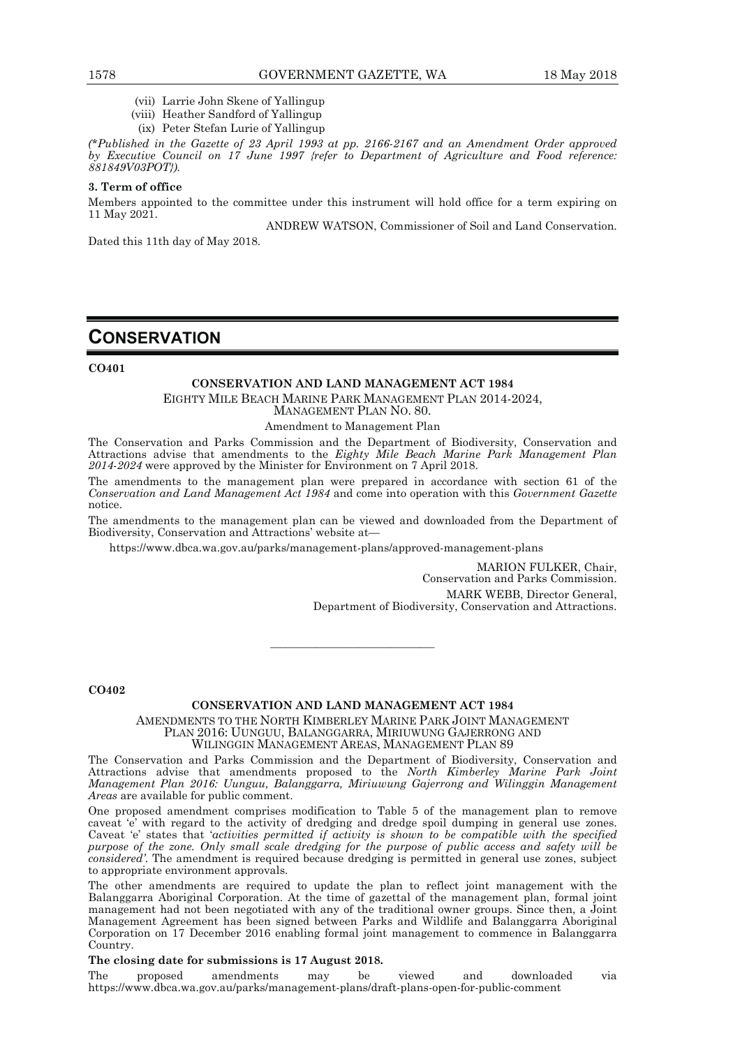(vii) Larrie John Skene of Yallingup

(viii) Heather Sandford of Yallingup

(ix) Peter Stefan Lurie of Yallingup

*(\*Published in the Gazette of 23 April 1993 at pp. 2166-2167 and an Amendment Order approved by Executive Council on 17 June 1997 {refer to Department of Agriculture and Food reference: 881849V03POT}).*

**3. Term of office**

Members appointed to the committee under this instrument will hold office for a term expiring on 11 May 2021.

ANDREW WATSON, Commissioner of Soil and Land Conservation.

Dated this 11th day of May 2018.

---

# CONSERVATION

**CO401**

**CONSERVATION AND LAND MANAGEMENT ACT 1984**

EIGHTY MILE BEACH MARINE PARK MANAGEMENT PLAN 2014-2024,
MANAGEMENT PLAN NO. 80.

Amendment to Management Plan

The Conservation and Parks Commission and the Department of Biodiversity, Conservation and Attractions advise that amendments to the *Eighty Mile Beach Marine Park Management Plan 2014-2024* were approved by the Minister for Environment on 7 April 2018.

The amendments to the management plan were prepared in accordance with section 61 of the *Conservation and Land Management Act 1984* and come into operation with this *Government Gazette* notice.

The amendments to the management plan can be viewed and downloaded from the Department of Biodiversity, Conservation and Attractions' website at—

https://www.dbca.wa.gov.au/parks/management-plans/approved-management-plans

MARION FULKER, Chair,
Conservation and Parks Commission.

MARK WEBB, Director General,
Department of Biodiversity, Conservation and Attractions.

---

**CO402**

**CONSERVATION AND LAND MANAGEMENT ACT 1984**

AMENDMENTS TO THE NORTH KIMBERLEY MARINE PARK JOINT MANAGEMENT PLAN 2016: UUNGUU, BALANGGARRA, MIRIUWUNG GAJERRONG AND WILINGGIN MANAGEMENT AREAS, MANAGEMENT PLAN 89

The Conservation and Parks Commission and the Department of Biodiversity, Conservation and Attractions advise that amendments proposed to the *North Kimberley Marine Park Joint Management Plan 2016: Uunguu, Balanggarra, Miriuwung Gajerrong and Wilinggin Management Areas* are available for public comment.

One proposed amendment comprises modification to Table 5 of the management plan to remove caveat 'e' with regard to the activity of dredging and dredge spoil dumping in general use zones. Caveat 'e' states that '*activities permitted if activity is shown to be compatible with the specified purpose of the zone. Only small scale dredging for the purpose of public access and safety will be considered'*. The amendment is required because dredging is permitted in general use zones, subject to appropriate environment approvals.

The other amendments are required to update the plan to reflect joint management with the Balanggarra Aboriginal Corporation. At the time of gazettal of the management plan, formal joint management had not been negotiated with any of the traditional owner groups. Since then, a Joint Management Agreement has been signed between Parks and Wildlife and Balanggarra Aboriginal Corporation on 17 December 2016 enabling formal joint management to commence in Balanggarra Country.

**The closing date for submissions is 17 August 2018.**

The proposed amendments may be viewed and downloaded via https://www.dbca.wa.gov.au/parks/management-plans/draft-plans-open-for-public-comment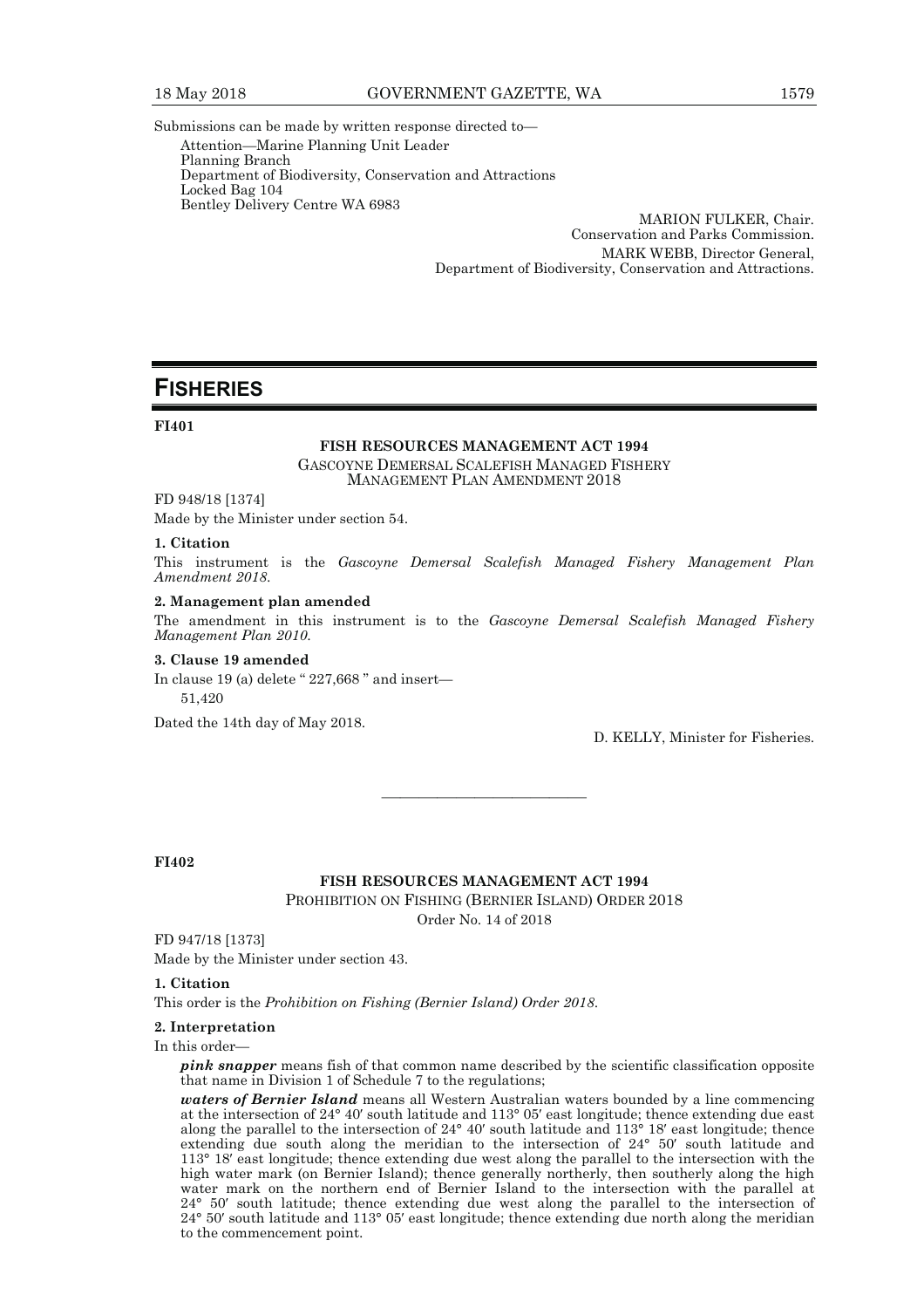Submissions can be made by written response directed to—

Attention—Marine Planning Unit Leader
Planning Branch
Department of Biodiversity, Conservation and Attractions
Locked Bag 104
Bentley Delivery Centre WA 6983

MARION FULKER, Chair.
Conservation and Parks Commission.
MARK WEBB, Director General,
Department of Biodiversity, Conservation and Attractions.

---

# FISHERIES

**FI401**

**FISH RESOURCES MANAGEMENT ACT 1994**

GASCOYNE DEMERSAL SCALEFISH MANAGED FISHERY
MANAGEMENT PLAN AMENDMENT 2018

FD 948/18 [1374]

Made by the Minister under section 54.

**1. Citation**

This instrument is the *Gascoyne Demersal Scalefish Managed Fishery Management Plan Amendment 2018*.

**2. Management plan amended**

The amendment in this instrument is to the *Gascoyne Demersal Scalefish Managed Fishery Management Plan 2010*.

**3. Clause 19 amended**

In clause 19 (a) delete " 227,668 " and insert—

51,420

Dated the 14th day of May 2018.

D. KELLY, Minister for Fisheries.

---

**FI402**

**FISH RESOURCES MANAGEMENT ACT 1994**

PROHIBITION ON FISHING (BERNIER ISLAND) ORDER 2018

Order No. 14 of 2018

FD 947/18 [1373]

Made by the Minister under section 43.

**1. Citation**

This order is the *Prohibition on Fishing (Bernier Island) Order 2018*.

**2. Interpretation**

In this order—

***pink snapper*** means fish of that common name described by the scientific classification opposite that name in Division 1 of Schedule 7 to the regulations;

***waters of Bernier Island*** means all Western Australian waters bounded by a line commencing at the intersection of 24° 40′ south latitude and 113° 05′ east longitude; thence extending due east along the parallel to the intersection of 24° 40′ south latitude and 113° 18′ east longitude; thence extending due south along the meridian to the intersection of 24° 50′ south latitude and 113° 18′ east longitude; thence extending due west along the parallel to the intersection with the high water mark (on Bernier Island); thence generally northerly, then southerly along the high water mark on the northern end of Bernier Island to the intersection with the parallel at 24° 50′ south latitude; thence extending due west along the parallel to the intersection of 24° 50′ south latitude and 113° 05′ east longitude; thence extending due north along the meridian to the commencement point.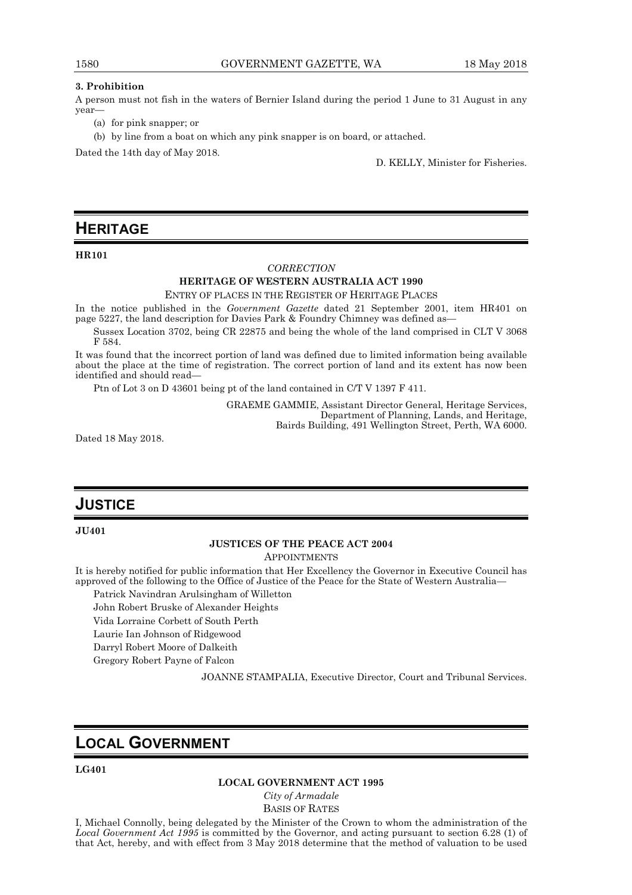**3. Prohibition**

A person must not fish in the waters of Bernier Island during the period 1 June to 31 August in any year—

(a) for pink snapper; or

(b) by line from a boat on which any pink snapper is on board, or attached.

Dated the 14th day of May 2018.

D. KELLY, Minister for Fisheries.

# HERITAGE

**HR101**

*CORRECTION*

**HERITAGE OF WESTERN AUSTRALIA ACT 1990**

ENTRY OF PLACES IN THE REGISTER OF HERITAGE PLACES

In the notice published in the *Government Gazette* dated 21 September 2001, item HR401 on page 5227, the land description for Davies Park & Foundry Chimney was defined as—

Sussex Location 3702, being CR 22875 and being the whole of the land comprised in CLT V 3068 F 584.

It was found that the incorrect portion of land was defined due to limited information being available about the place at the time of registration. The correct portion of land and its extent has now been identified and should read—

Ptn of Lot 3 on D 43601 being pt of the land contained in C/T V 1397 F 411.

GRAEME GAMMIE, Assistant Director General, Heritage Services,
Department of Planning, Lands, and Heritage,
Bairds Building, 491 Wellington Street, Perth, WA 6000.

Dated 18 May 2018.

# JUSTICE

**JU401**

**JUSTICES OF THE PEACE ACT 2004**

APPOINTMENTS

It is hereby notified for public information that Her Excellency the Governor in Executive Council has approved of the following to the Office of Justice of the Peace for the State of Western Australia—

Patrick Navindran Arulsingham of Willetton

John Robert Bruske of Alexander Heights

Vida Lorraine Corbett of South Perth

Laurie Ian Johnson of Ridgewood

Darryl Robert Moore of Dalkeith

Gregory Robert Payne of Falcon

JOANNE STAMPALIA, Executive Director, Court and Tribunal Services.

# LOCAL GOVERNMENT

**LG401**

**LOCAL GOVERNMENT ACT 1995**

*City of Armadale*

BASIS OF RATES

I, Michael Connolly, being delegated by the Minister of the Crown to whom the administration of the *Local Government Act 1995* is committed by the Governor, and acting pursuant to section 6.28 (1) of that Act, hereby, and with effect from 3 May 2018 determine that the method of valuation to be used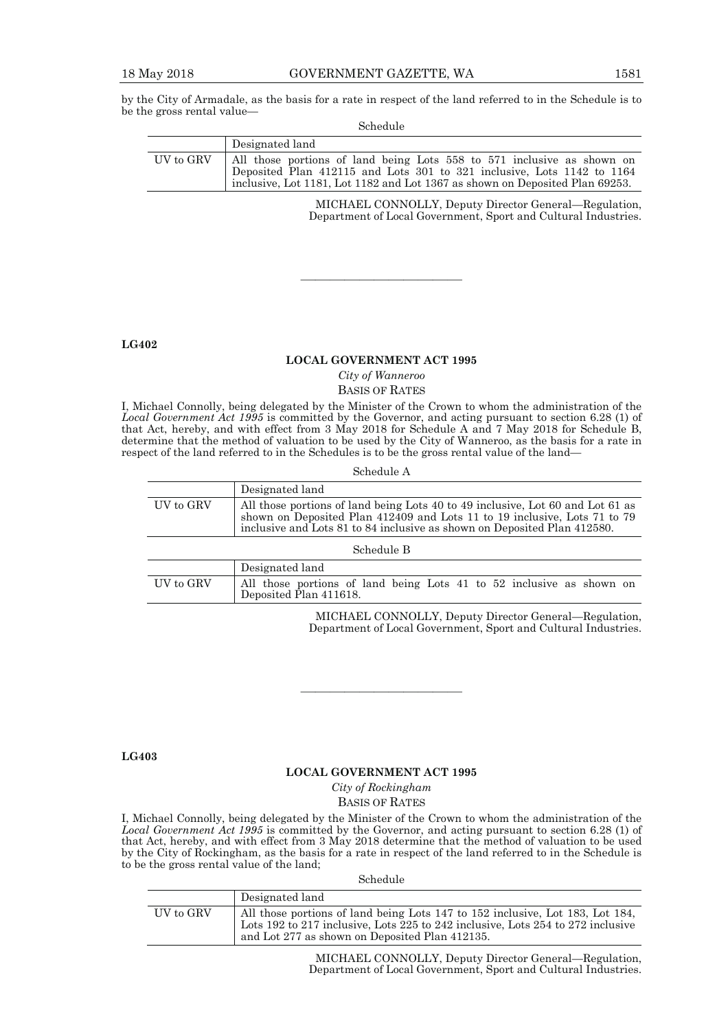by the City of Armadale, as the basis for a rate in respect of the land referred to in the Schedule is to be the gross rental value—

Schedule

| | Designated land |
|---|---|
| UV to GRV | All those portions of land being Lots 558 to 571 inclusive as shown on Deposited Plan 412115 and Lots 301 to 321 inclusive, Lots 1142 to 1164 inclusive, Lot 1181, Lot 1182 and Lot 1367 as shown on Deposited Plan 69253. |

MICHAEL CONNOLLY, Deputy Director General—Regulation,
Department of Local Government, Sport and Cultural Industries.

---

**LG402**

## LOCAL GOVERNMENT ACT 1995

*City of Wanneroo*

BASIS OF RATES

I, Michael Connolly, being delegated by the Minister of the Crown to whom the administration of the *Local Government Act 1995* is committed by the Governor, and acting pursuant to section 6.28 (1) of that Act, hereby, and with effect from 3 May 2018 for Schedule A and 7 May 2018 for Schedule B, determine that the method of valuation to be used by the City of Wanneroo, as the basis for a rate in respect of the land referred to in the Schedules is to be the gross rental value of the land—

Schedule A

| | Designated land |
|---|---|
| UV to GRV | All those portions of land being Lots 40 to 49 inclusive, Lot 60 and Lot 61 as shown on Deposited Plan 412409 and Lots 11 to 19 inclusive, Lots 71 to 79 inclusive and Lots 81 to 84 inclusive as shown on Deposited Plan 412580. |

Schedule B

| | Designated land |
|---|---|
| UV to GRV | All those portions of land being Lots 41 to 52 inclusive as shown on Deposited Plan 411618. |

MICHAEL CONNOLLY, Deputy Director General—Regulation,
Department of Local Government, Sport and Cultural Industries.

---

**LG403**

## LOCAL GOVERNMENT ACT 1995

*City of Rockingham*

BASIS OF RATES

I, Michael Connolly, being delegated by the Minister of the Crown to whom the administration of the *Local Government Act 1995* is committed by the Governor, and acting pursuant to section 6.28 (1) of that Act, hereby, and with effect from 3 May 2018 determine that the method of valuation to be used by the City of Rockingham, as the basis for a rate in respect of the land referred to in the Schedule is to be the gross rental value of the land;

Schedule

| | Designated land |
|---|---|
| UV to GRV | All those portions of land being Lots 147 to 152 inclusive, Lot 183, Lot 184, Lots 192 to 217 inclusive, Lots 225 to 242 inclusive, Lots 254 to 272 inclusive and Lot 277 as shown on Deposited Plan 412135. |

MICHAEL CONNOLLY, Deputy Director General—Regulation,
Department of Local Government, Sport and Cultural Industries.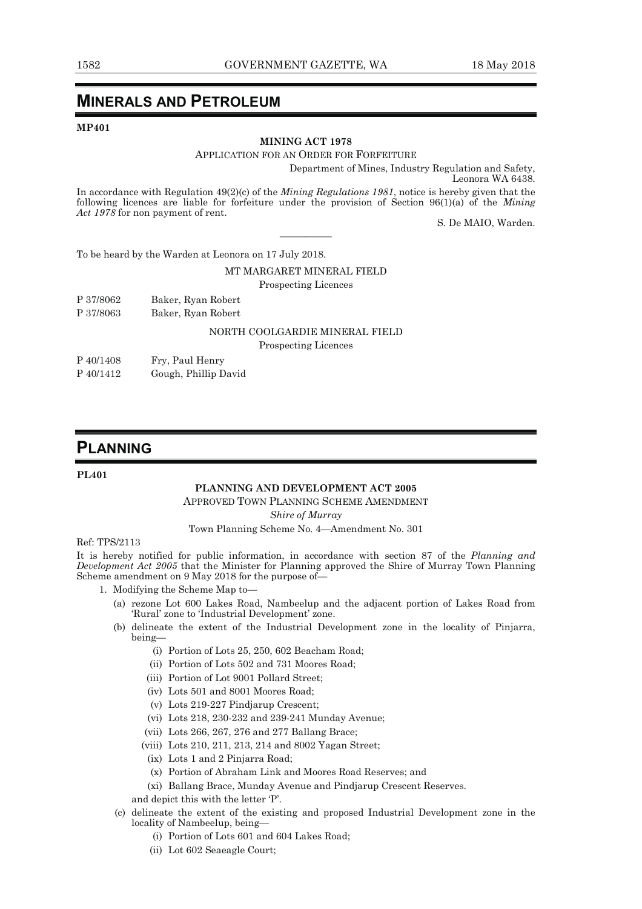# MINERALS AND PETROLEUM

**MP401**

**MINING ACT 1978**

APPLICATION FOR AN ORDER FOR FORFEITURE

Department of Mines, Industry Regulation and Safety,
Leonora WA 6438.

In accordance with Regulation 49(2)(c) of the *Mining Regulations 1981*, notice is hereby given that the following licences are liable for forfeiture under the provision of Section 96(1)(a) of the *Mining Act 1978* for non payment of rent.

S. De MAIO, Warden.

---

To be heard by the Warden at Leonora on 17 July 2018.

MT MARGARET MINERAL FIELD

Prospecting Licences

P 37/8062 Baker, Ryan Robert
P 37/8063 Baker, Ryan Robert

NORTH COOLGARDIE MINERAL FIELD

Prospecting Licences

P 40/1408 Fry, Paul Henry
P 40/1412 Gough, Phillip David

# PLANNING

**PL401**

**PLANNING AND DEVELOPMENT ACT 2005**

APPROVED TOWN PLANNING SCHEME AMENDMENT

*Shire of Murray*

Town Planning Scheme No. 4—Amendment No. 301

Ref: TPS/2113

It is hereby notified for public information, in accordance with section 87 of the *Planning and Development Act 2005* that the Minister for Planning approved the Shire of Murray Town Planning Scheme amendment on 9 May 2018 for the purpose of—

1. Modifying the Scheme Map to—
   - (a) rezone Lot 600 Lakes Road, Nambeelup and the adjacent portion of Lakes Road from 'Rural' zone to 'Industrial Development' zone.
   - (b) delineate the extent of the Industrial Development zone in the locality of Pinjarra, being—
     - (i) Portion of Lots 25, 250, 602 Beacham Road;
     - (ii) Portion of Lots 502 and 731 Moores Road;
     - (iii) Portion of Lot 9001 Pollard Street;
     - (iv) Lots 501 and 8001 Moores Road;
     - (v) Lots 219-227 Pindjarup Crescent;
     - (vi) Lots 218, 230-232 and 239-241 Munday Avenue;
     - (vii) Lots 266, 267, 276 and 277 Ballang Brace;
     - (viii) Lots 210, 211, 213, 214 and 8002 Yagan Street;
     - (ix) Lots 1 and 2 Pinjarra Road;
     - (x) Portion of Abraham Link and Moores Road Reserves; and
     - (xi) Ballang Brace, Munday Avenue and Pindjarup Crescent Reserves.

     and depict this with the letter 'P'.
   - (c) delineate the extent of the existing and proposed Industrial Development zone in the locality of Nambeelup, being—
     - (i) Portion of Lots 601 and 604 Lakes Road;
     - (ii) Lot 602 Seaeagle Court;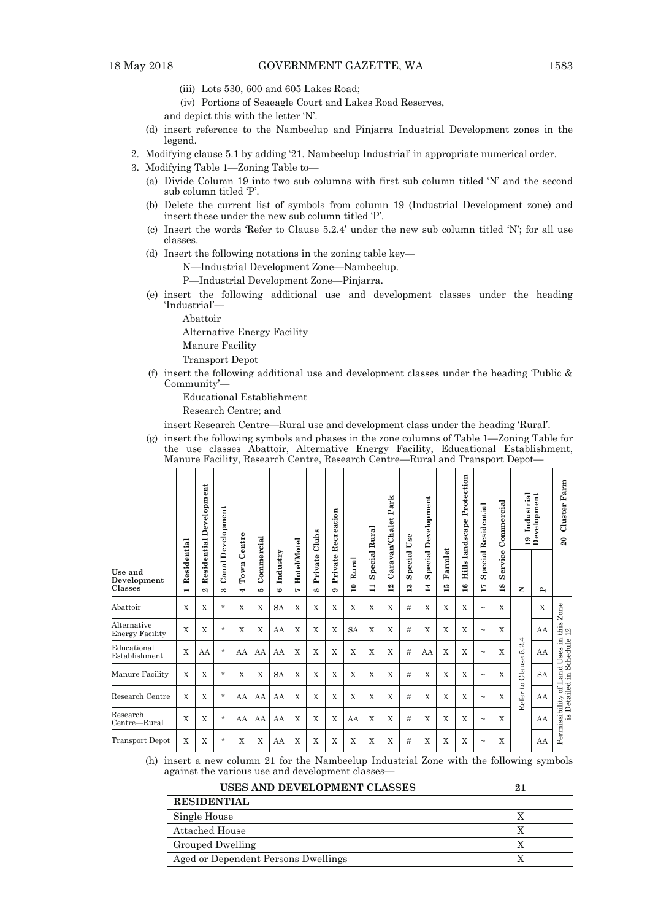(iii) Lots 530, 600 and 605 Lakes Road;

(iv) Portions of Seaeagle Court and Lakes Road Reserves,

and depict this with the letter 'N'.

(d) insert reference to the Nambeelup and Pinjarra Industrial Development zones in the legend.

2. Modifying clause 5.1 by adding '21. Nambeelup Industrial' in appropriate numerical order.

3. Modifying Table 1—Zoning Table to—

(a) Divide Column 19 into two sub columns with first sub column titled 'N' and the second sub column titled 'P'.

(b) Delete the current list of symbols from column 19 (Industrial Development zone) and insert these under the new sub column titled 'P'.

(c) Insert the words 'Refer to Clause 5.2.4' under the new sub column titled 'N'; for all use classes.

(d) Insert the following notations in the zoning table key—

N—Industrial Development Zone—Nambeelup.

P—Industrial Development Zone—Pinjarra.

(e) insert the following additional use and development classes under the heading 'Industrial'—

Abattoir

Alternative Energy Facility

Manure Facility

Transport Depot

(f) insert the following additional use and development classes under the heading 'Public & Community'—

Educational Establishment

Research Centre; and

insert Research Centre—Rural use and development class under the heading 'Rural'.

(g) insert the following symbols and phases in the zone columns of Table 1—Zoning Table for the use classes Abattoir, Alternative Energy Facility, Educational Establishment, Manure Facility, Research Centre, Research Centre—Rural and Transport Depot—

| Use and Development Classes | 1 Residential | 2 Residential Development | 3 Canal Development | 4 Town Centre | 5 Commercial | 6 Industry | 7 Hotel/Motel | 8 Private Clubs | 9 Private Recreation | 10 Rural | 11 Special Rural | 12 Caravan/Chalet Park | 13 Special Use | 14 Special Development | 15 Farmlet | 16 Hills landscape Protection | 17 Special Residential | 18 Service Commercial | 19 Industrial Development | | 20 Cluster Farm |
|---|---|---|---|---|---|---|---|---|---|---|---|---|---|---|---|---|---|---|---|---|---|
| | | | | | | | | | | | | | | | | | | | N | P | |
| Abattoir | X | X | * | X | X | SA | X | X | X | X | X | X | # | X | X | X | ~ | X | Refer to Clause 5.2.4 | X | Permissibility of Land Uses in this Zone is Detailed in Schedule 12 |
| Alternative Energy Facility | X | X | * | X | X | AA | X | X | X | SA | X | X | # | X | X | X | ~ | X | | AA | |
| Educational Establishment | X | AA | * | AA | AA | AA | X | X | X | X | X | X | # | AA | X | X | ~ | X | | AA | |
| Manure Facility | X | X | * | X | X | SA | X | X | X | X | X | X | # | X | X | X | ~ | X | | SA | |
| Research Centre | X | X | * | AA | AA | AA | X | X | X | X | X | X | # | X | X | X | ~ | X | | AA | |
| Research Centre—Rural | X | X | * | AA | AA | AA | X | X | X | AA | X | X | # | X | X | X | ~ | X | | AA | |
| Transport Depot | X | X | * | X | X | AA | X | X | X | X | X | X | # | X | X | X | ~ | X | | AA | |

(h) insert a new column 21 for the Nambeelup Industrial Zone with the following symbols against the various use and development classes—

| USES AND DEVELOPMENT CLASSES | 21 |
|---|---|
| **RESIDENTIAL** | |
| Single House | X |
| Attached House | X |
| Grouped Dwelling | X |
| Aged or Dependent Persons Dwellings | X |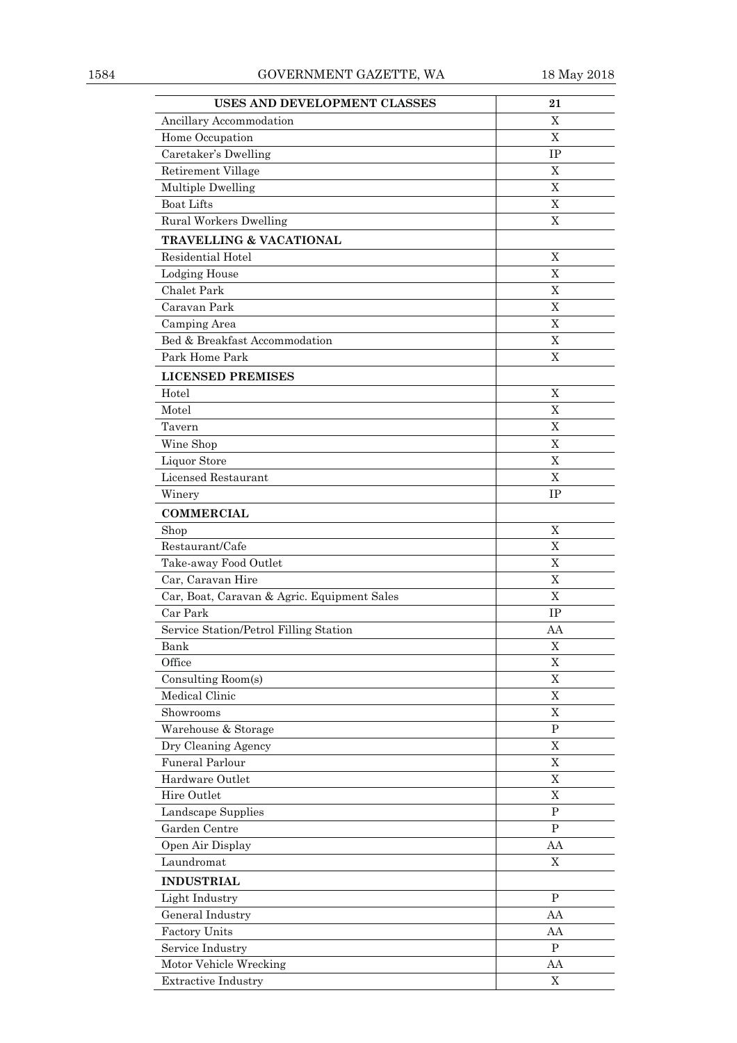| USES AND DEVELOPMENT CLASSES | 21 |
|---|---|
| Ancillary Accommodation | X |
| Home Occupation | X |
| Caretaker's Dwelling | IP |
| Retirement Village | X |
| Multiple Dwelling | X |
| Boat Lifts | X |
| Rural Workers Dwelling | X |
| **TRAVELLING & VACATIONAL** | |
| Residential Hotel | X |
| Lodging House | X |
| Chalet Park | X |
| Caravan Park | X |
| Camping Area | X |
| Bed & Breakfast Accommodation | X |
| Park Home Park | X |
| **LICENSED PREMISES** | |
| Hotel | X |
| Motel | X |
| Tavern | X |
| Wine Shop | X |
| Liquor Store | X |
| Licensed Restaurant | X |
| Winery | IP |
| **COMMERCIAL** | |
| Shop | X |
| Restaurant/Cafe | X |
| Take-away Food Outlet | X |
| Car, Caravan Hire | X |
| Car, Boat, Caravan & Agric. Equipment Sales | X |
| Car Park | IP |
| Service Station/Petrol Filling Station | AA |
| Bank | X |
| Office | X |
| Consulting Room(s) | X |
| Medical Clinic | X |
| Showrooms | X |
| Warehouse & Storage | P |
| Dry Cleaning Agency | X |
| Funeral Parlour | X |
| Hardware Outlet | X |
| Hire Outlet | X |
| Landscape Supplies | P |
| Garden Centre | P |
| Open Air Display | AA |
| Laundromat | X |
| **INDUSTRIAL** | |
| Light Industry | P |
| General Industry | AA |
| Factory Units | AA |
| Service Industry | P |
| Motor Vehicle Wrecking | AA |
| Extractive Industry | X |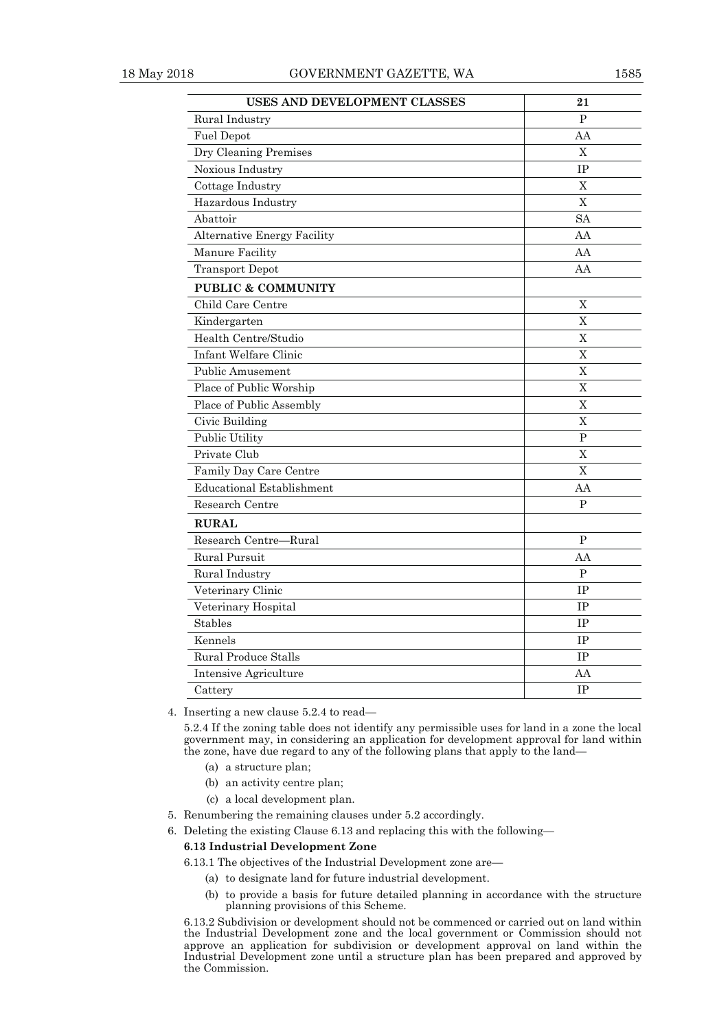| USES AND DEVELOPMENT CLASSES | 21 |
| --- | --- |
| Rural Industry | P |
| Fuel Depot | AA |
| Dry Cleaning Premises | X |
| Noxious Industry | IP |
| Cottage Industry | X |
| Hazardous Industry | X |
| Abattoir | SA |
| Alternative Energy Facility | AA |
| Manure Facility | AA |
| Transport Depot | AA |
| **PUBLIC & COMMUNITY** | |
| Child Care Centre | X |
| Kindergarten | X |
| Health Centre/Studio | X |
| Infant Welfare Clinic | X |
| Public Amusement | X |
| Place of Public Worship | X |
| Place of Public Assembly | X |
| Civic Building | X |
| Public Utility | P |
| Private Club | X |
| Family Day Care Centre | X |
| Educational Establishment | AA |
| Research Centre | P |
| **RURAL** | |
| Research Centre—Rural | P |
| Rural Pursuit | AA |
| Rural Industry | P |
| Veterinary Clinic | IP |
| Veterinary Hospital | IP |
| Stables | IP |
| Kennels | IP |
| Rural Produce Stalls | IP |
| Intensive Agriculture | AA |
| Cattery | IP |

4. Inserting a new clause 5.2.4 to read—

   5.2.4 If the zoning table does not identify any permissible uses for land in a zone the local government may, in considering an application for development approval for land within the zone, have due regard to any of the following plans that apply to the land—

   (a) a structure plan;

   (b) an activity centre plan;

   (c) a local development plan.

5. Renumbering the remaining clauses under 5.2 accordingly.

6. Deleting the existing Clause 6.13 and replacing this with the following—

   **6.13 Industrial Development Zone**

   6.13.1 The objectives of the Industrial Development zone are—

   (a) to designate land for future industrial development.

   (b) to provide a basis for future detailed planning in accordance with the structure planning provisions of this Scheme.

   6.13.2 Subdivision or development should not be commenced or carried out on land within the Industrial Development zone and the local government or Commission should not approve an application for subdivision or development approval on land within the Industrial Development zone until a structure plan has been prepared and approved by the Commission.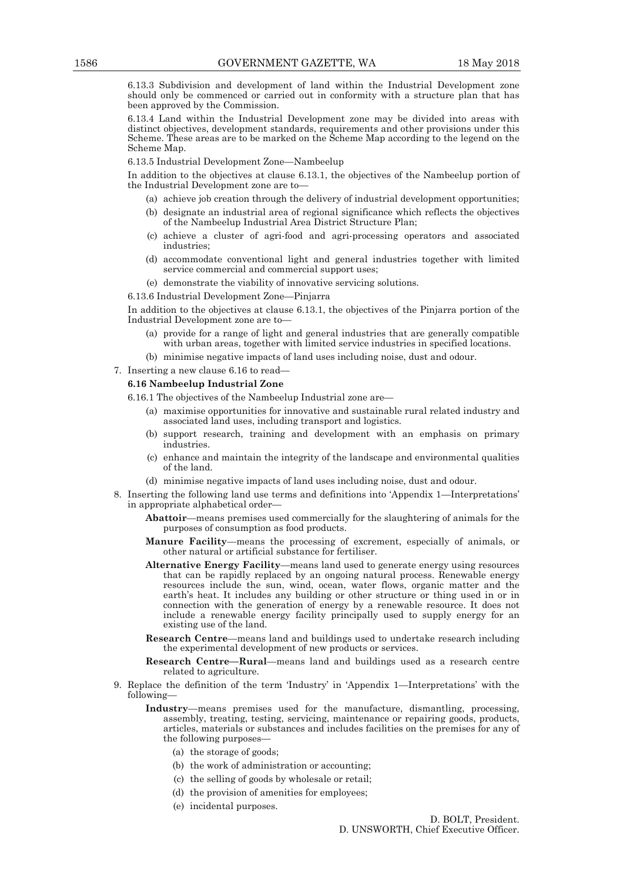6.13.3 Subdivision and development of land within the Industrial Development zone should only be commenced or carried out in conformity with a structure plan that has been approved by the Commission.

6.13.4 Land within the Industrial Development zone may be divided into areas with distinct objectives, development standards, requirements and other provisions under this Scheme. These areas are to be marked on the Scheme Map according to the legend on the Scheme Map.

6.13.5 Industrial Development Zone—Nambeelup

In addition to the objectives at clause 6.13.1, the objectives of the Nambeelup portion of the Industrial Development zone are to—

(a) achieve job creation through the delivery of industrial development opportunities;

(b) designate an industrial area of regional significance which reflects the objectives of the Nambeelup Industrial Area District Structure Plan;

(c) achieve a cluster of agri-food and agri-processing operators and associated industries;

(d) accommodate conventional light and general industries together with limited service commercial and commercial support uses;

(e) demonstrate the viability of innovative servicing solutions.

6.13.6 Industrial Development Zone—Pinjarra

In addition to the objectives at clause 6.13.1, the objectives of the Pinjarra portion of the Industrial Development zone are to—

(a) provide for a range of light and general industries that are generally compatible with urban areas, together with limited service industries in specified locations.

(b) minimise negative impacts of land uses including noise, dust and odour.

7. Inserting a new clause 6.16 to read—

**6.16 Nambeelup Industrial Zone**

6.16.1 The objectives of the Nambeelup Industrial zone are—

(a) maximise opportunities for innovative and sustainable rural related industry and associated land uses, including transport and logistics.

(b) support research, training and development with an emphasis on primary industries.

(c) enhance and maintain the integrity of the landscape and environmental qualities of the land.

(d) minimise negative impacts of land uses including noise, dust and odour.

8. Inserting the following land use terms and definitions into 'Appendix 1—Interpretations' in appropriate alphabetical order—

**Abattoir**—means premises used commercially for the slaughtering of animals for the purposes of consumption as food products.

**Manure Facility**—means the processing of excrement, especially of animals, or other natural or artificial substance for fertiliser.

**Alternative Energy Facility**—means land used to generate energy using resources that can be rapidly replaced by an ongoing natural process. Renewable energy resources include the sun, wind, ocean, water flows, organic matter and the earth's heat. It includes any building or other structure or thing used in or in connection with the generation of energy by a renewable resource. It does not include a renewable energy facility principally used to supply energy for an existing use of the land.

**Research Centre**—means land and buildings used to undertake research including the experimental development of new products or services.

**Research Centre—Rural**—means land and buildings used as a research centre related to agriculture.

9. Replace the definition of the term 'Industry' in 'Appendix 1—Interpretations' with the following—

**Industry**—means premises used for the manufacture, dismantling, processing, assembly, treating, testing, servicing, maintenance or repairing goods, products, articles, materials or substances and includes facilities on the premises for any of the following purposes—

(a) the storage of goods;

(b) the work of administration or accounting;

(c) the selling of goods by wholesale or retail;

(d) the provision of amenities for employees;

(e) incidental purposes.

D. BOLT, President.
D. UNSWORTH, Chief Executive Officer.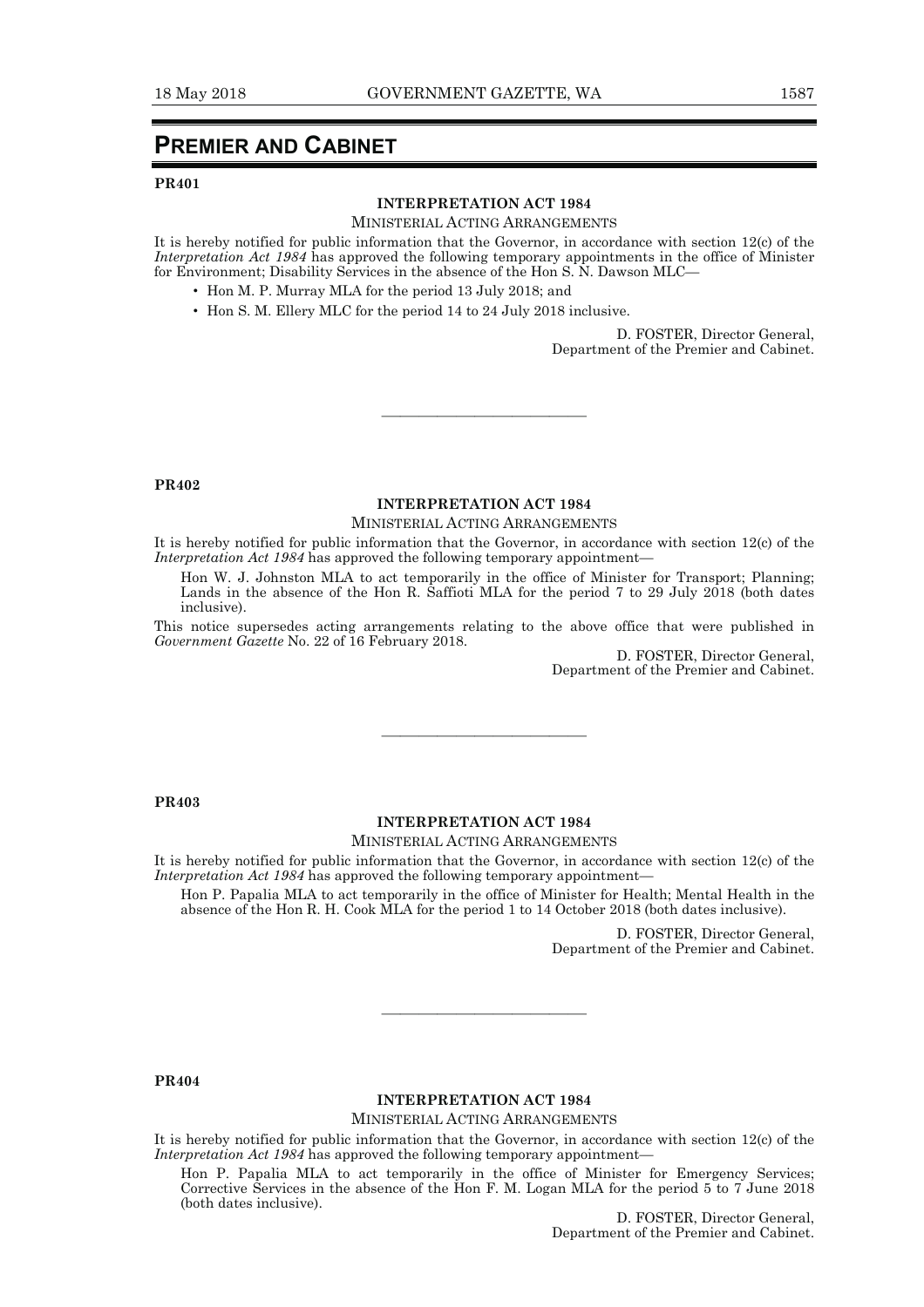# PREMIER AND CABINET

**PR401**

**INTERPRETATION ACT 1984**

MINISTERIAL ACTING ARRANGEMENTS

It is hereby notified for public information that the Governor, in accordance with section 12(c) of the *Interpretation Act 1984* has approved the following temporary appointments in the office of Minister for Environment; Disability Services in the absence of the Hon S. N. Dawson MLC—

- Hon M. P. Murray MLA for the period 13 July 2018; and
- Hon S. M. Ellery MLC for the period 14 to 24 July 2018 inclusive.

D. FOSTER, Director General,
Department of the Premier and Cabinet.

---

**PR402**

**INTERPRETATION ACT 1984**

MINISTERIAL ACTING ARRANGEMENTS

It is hereby notified for public information that the Governor, in accordance with section 12(c) of the *Interpretation Act 1984* has approved the following temporary appointment—

Hon W. J. Johnston MLA to act temporarily in the office of Minister for Transport; Planning; Lands in the absence of the Hon R. Saffioti MLA for the period 7 to 29 July 2018 (both dates inclusive).

This notice supersedes acting arrangements relating to the above office that were published in *Government Gazette* No. 22 of 16 February 2018.

D. FOSTER, Director General,
Department of the Premier and Cabinet.

---

**PR403**

**INTERPRETATION ACT 1984**

MINISTERIAL ACTING ARRANGEMENTS

It is hereby notified for public information that the Governor, in accordance with section 12(c) of the *Interpretation Act 1984* has approved the following temporary appointment—

Hon P. Papalia MLA to act temporarily in the office of Minister for Health; Mental Health in the absence of the Hon R. H. Cook MLA for the period 1 to 14 October 2018 (both dates inclusive).

D. FOSTER, Director General,
Department of the Premier and Cabinet.

---

**PR404**

**INTERPRETATION ACT 1984**

MINISTERIAL ACTING ARRANGEMENTS

It is hereby notified for public information that the Governor, in accordance with section 12(c) of the *Interpretation Act 1984* has approved the following temporary appointment—

Hon P. Papalia MLA to act temporarily in the office of Minister for Emergency Services; Corrective Services in the absence of the Hon F. M. Logan MLA for the period 5 to 7 June 2018 (both dates inclusive).

D. FOSTER, Director General,
Department of the Premier and Cabinet.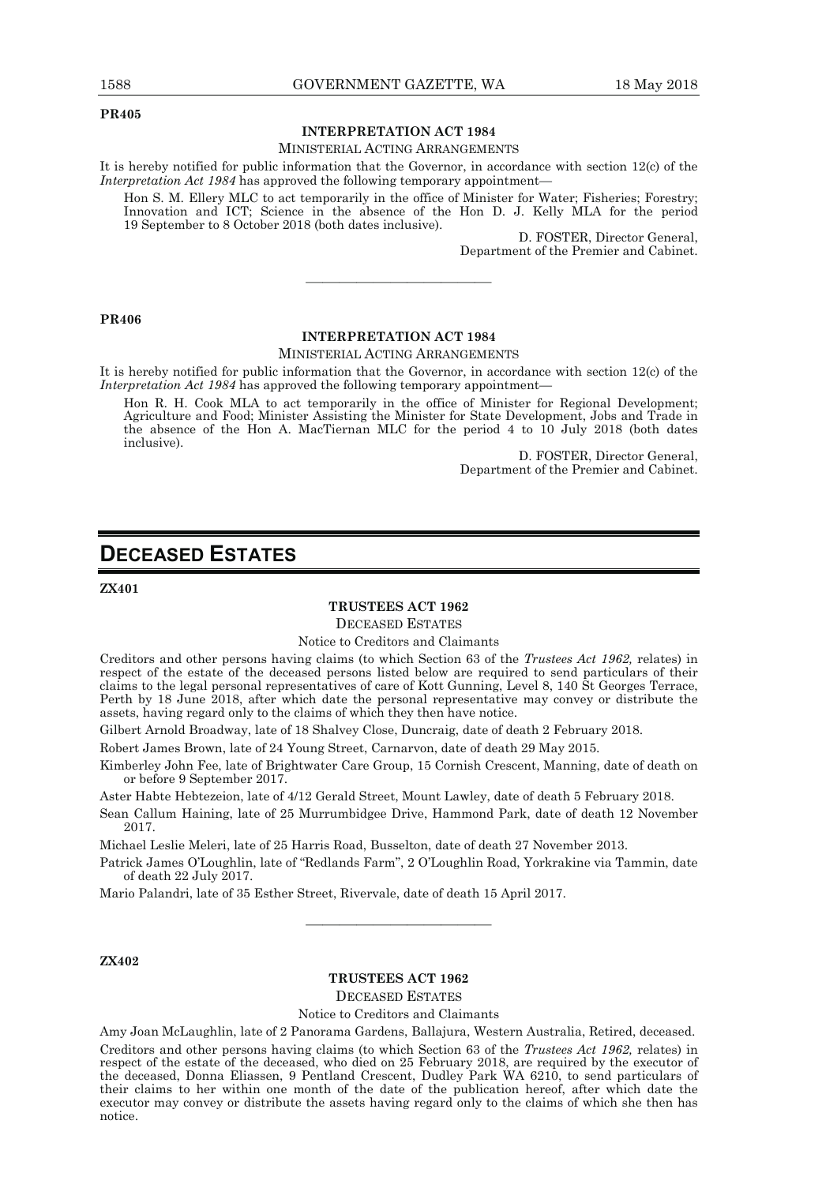**PR405**

**INTERPRETATION ACT 1984**

MINISTERIAL ACTING ARRANGEMENTS

It is hereby notified for public information that the Governor, in accordance with section 12(c) of the *Interpretation Act 1984* has approved the following temporary appointment—

Hon S. M. Ellery MLC to act temporarily in the office of Minister for Water; Fisheries; Forestry; Innovation and ICT; Science in the absence of the Hon D. J. Kelly MLA for the period 19 September to 8 October 2018 (both dates inclusive).

D. FOSTER, Director General,
Department of the Premier and Cabinet.

---

**PR406**

**INTERPRETATION ACT 1984**

MINISTERIAL ACTING ARRANGEMENTS

It is hereby notified for public information that the Governor, in accordance with section 12(c) of the *Interpretation Act 1984* has approved the following temporary appointment—

Hon R. H. Cook MLA to act temporarily in the office of Minister for Regional Development; Agriculture and Food; Minister Assisting the Minister for State Development, Jobs and Trade in the absence of the Hon A. MacTiernan MLC for the period 4 to 10 July 2018 (both dates inclusive).

D. FOSTER, Director General,
Department of the Premier and Cabinet.

# DECEASED ESTATES

**ZX401**

**TRUSTEES ACT 1962**

DECEASED ESTATES

Notice to Creditors and Claimants

Creditors and other persons having claims (to which Section 63 of the *Trustees Act 1962,* relates) in respect of the estate of the deceased persons listed below are required to send particulars of their claims to the legal personal representatives of care of Kott Gunning, Level 8, 140 St Georges Terrace, Perth by 18 June 2018, after which date the personal representative may convey or distribute the assets, having regard only to the claims of which they then have notice.

Gilbert Arnold Broadway, late of 18 Shalvey Close, Duncraig, date of death 2 February 2018.

Robert James Brown, late of 24 Young Street, Carnarvon, date of death 29 May 2015.

Kimberley John Fee, late of Brightwater Care Group, 15 Cornish Crescent, Manning, date of death on or before 9 September 2017.

Aster Habte Hebtezeion, late of 4/12 Gerald Street, Mount Lawley, date of death 5 February 2018.

Sean Callum Haining, late of 25 Murrumbidgee Drive, Hammond Park, date of death 12 November 2017.

Michael Leslie Meleri, late of 25 Harris Road, Busselton, date of death 27 November 2013.

Patrick James O'Loughlin, late of "Redlands Farm", 2 O'Loughlin Road, Yorkrakine via Tammin, date of death 22 July 2017.

Mario Palandri, late of 35 Esther Street, Rivervale, date of death 15 April 2017.

---

**ZX402**

**TRUSTEES ACT 1962**

DECEASED ESTATES

Notice to Creditors and Claimants

Amy Joan McLaughlin, late of 2 Panorama Gardens, Ballajura, Western Australia, Retired, deceased.

Creditors and other persons having claims (to which Section 63 of the *Trustees Act 1962,* relates) in respect of the estate of the deceased, who died on 25 February 2018, are required by the executor of the deceased, Donna Eliassen, 9 Pentland Crescent, Dudley Park WA 6210, to send particulars of their claims to her within one month of the date of the publication hereof, after which date the executor may convey or distribute the assets having regard only to the claims of which she then has notice.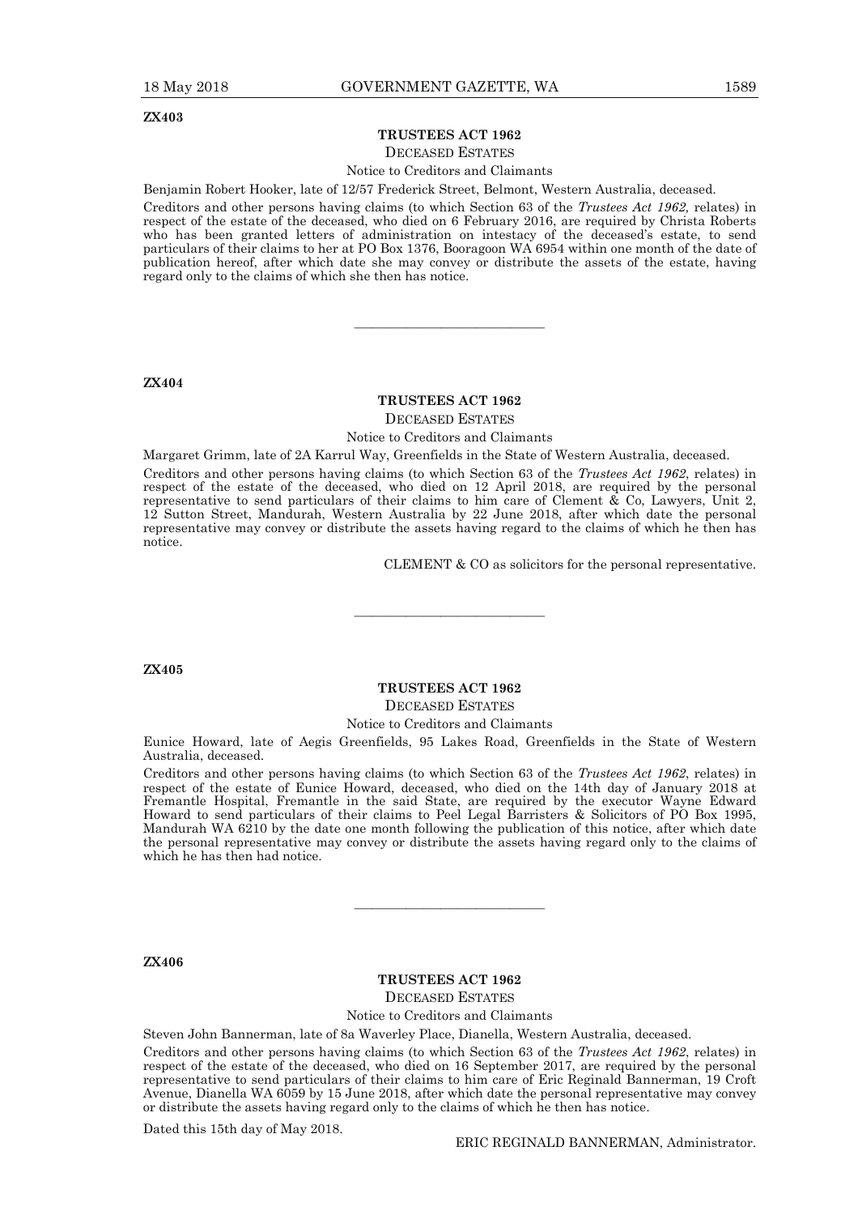**ZX403**

**TRUSTEES ACT 1962**

DECEASED ESTATES

Notice to Creditors and Claimants

Benjamin Robert Hooker, late of 12/57 Frederick Street, Belmont, Western Australia, deceased.

Creditors and other persons having claims (to which Section 63 of the *Trustees Act 1962,* relates) in respect of the estate of the deceased, who died on 6 February 2016, are required by Christa Roberts who has been granted letters of administration on intestacy of the deceased's estate, to send particulars of their claims to her at PO Box 1376, Booragoon WA 6954 within one month of the date of publication hereof, after which date she may convey or distribute the assets of the estate, having regard only to the claims of which she then has notice.

---

**ZX404**

**TRUSTEES ACT 1962**

DECEASED ESTATES

Notice to Creditors and Claimants

Margaret Grimm, late of 2A Karrul Way, Greenfields in the State of Western Australia, deceased.

Creditors and other persons having claims (to which Section 63 of the *Trustees Act 1962*, relates) in respect of the estate of the deceased, who died on 12 April 2018, are required by the personal representative to send particulars of their claims to him care of Clement & Co, Lawyers, Unit 2, 12 Sutton Street, Mandurah, Western Australia by 22 June 2018, after which date the personal representative may convey or distribute the assets having regard to the claims of which he then has notice.

CLEMENT & CO as solicitors for the personal representative.

---

**ZX405**

**TRUSTEES ACT 1962**

DECEASED ESTATES

Notice to Creditors and Claimants

Eunice Howard, late of Aegis Greenfields, 95 Lakes Road, Greenfields in the State of Western Australia, deceased.

Creditors and other persons having claims (to which Section 63 of the *Trustees Act 1962*, relates) in respect of the estate of Eunice Howard, deceased, who died on the 14th day of January 2018 at Fremantle Hospital, Fremantle in the said State, are required by the executor Wayne Edward Howard to send particulars of their claims to Peel Legal Barristers & Solicitors of PO Box 1995, Mandurah WA 6210 by the date one month following the publication of this notice, after which date the personal representative may convey or distribute the assets having regard only to the claims of which he has then had notice.

---

**ZX406**

**TRUSTEES ACT 1962**

DECEASED ESTATES

Notice to Creditors and Claimants

Steven John Bannerman, late of 8a Waverley Place, Dianella, Western Australia, deceased.

Creditors and other persons having claims (to which Section 63 of the *Trustees Act 1962*, relates) in respect of the estate of the deceased, who died on 16 September 2017, are required by the personal representative to send particulars of their claims to him care of Eric Reginald Bannerman, 19 Croft Avenue, Dianella WA 6059 by 15 June 2018, after which date the personal representative may convey or distribute the assets having regard only to the claims of which he then has notice.

Dated this 15th day of May 2018.

ERIC REGINALD BANNERMAN, Administrator.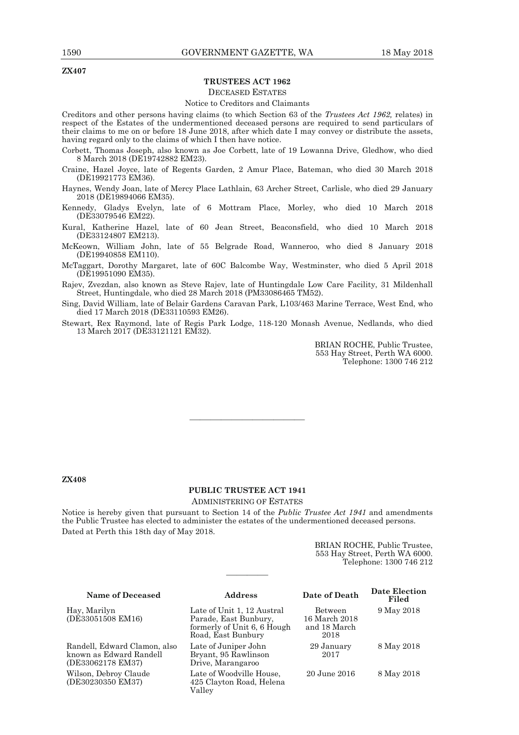**ZX407**

## TRUSTEES ACT 1962

DECEASED ESTATES

Notice to Creditors and Claimants

Creditors and other persons having claims (to which Section 63 of the *Trustees Act 1962,* relates) in respect of the Estates of the undermentioned deceased persons are required to send particulars of their claims to me on or before 18 June 2018, after which date I may convey or distribute the assets, having regard only to the claims of which I then have notice.

Corbett, Thomas Joseph, also known as Joe Corbett, late of 19 Lowanna Drive, Gledhow, who died 8 March 2018 (DE19742882 EM23).

Craine, Hazel Joyce, late of Regents Garden, 2 Amur Place, Bateman, who died 30 March 2018 (DE19921773 EM36).

Haynes, Wendy Joan, late of Mercy Place Lathlain, 63 Archer Street, Carlisle, who died 29 January 2018 (DE19894066 EM35).

Kennedy, Gladys Evelyn, late of 6 Mottram Place, Morley, who died 10 March 2018 (DE33079546 EM22).

Kural, Katherine Hazel, late of 60 Jean Street, Beaconsfield, who died 10 March 2018 (DE33124807 EM213).

McKeown, William John, late of 55 Belgrade Road, Wanneroo, who died 8 January 2018 (DE19940858 EM110).

McTaggart, Dorothy Margaret, late of 60C Balcombe Way, Westminster, who died 5 April 2018 (DE19951090 EM35).

Rajev, Zvezdan, also known as Steve Rajev, late of Huntingdale Low Care Facility, 31 Mildenhall Street, Huntingdale, who died 28 March 2018 (PM33086465 TM52).

Sing, David William, late of Belair Gardens Caravan Park, L103/463 Marine Terrace, West End, who died 17 March 2018 (DE33110593 EM26).

Stewart, Rex Raymond, late of Regis Park Lodge, 118-120 Monash Avenue, Nedlands, who died 13 March 2017 (DE33121121 EM32).

BRIAN ROCHE, Public Trustee,
553 Hay Street, Perth WA 6000.
Telephone: 1300 746 212

---

**ZX408**

## PUBLIC TRUSTEE ACT 1941

ADMINISTERING OF ESTATES

Notice is hereby given that pursuant to Section 14 of the *Public Trustee Act 1941* and amendments the Public Trustee has elected to administer the estates of the undermentioned deceased persons.

Dated at Perth this 18th day of May 2018.

BRIAN ROCHE, Public Trustee,
553 Hay Street, Perth WA 6000.
Telephone: 1300 746 212

---

| Name of Deceased | Address | Date of Death | Date Election Filed |
|---|---|---|---|
| Hay, Marilyn (DE33051508 EM16) | Late of Unit 1, 12 Austral Parade, East Bunbury, formerly of Unit 6, 6 Hough Road, East Bunbury | Between 16 March 2018 and 18 March 2018 | 9 May 2018 |
| Randell, Edward Clamon, also known as Edward Randell (DE33062178 EM37) | Late of Juniper John Bryant, 95 Rawlinson Drive, Marangaroo | 29 January 2017 | 8 May 2018 |
| Wilson, Debroy Claude (DE30230350 EM37) | Late of Woodville House, 425 Clayton Road, Helena Valley | 20 June 2016 | 8 May 2018 |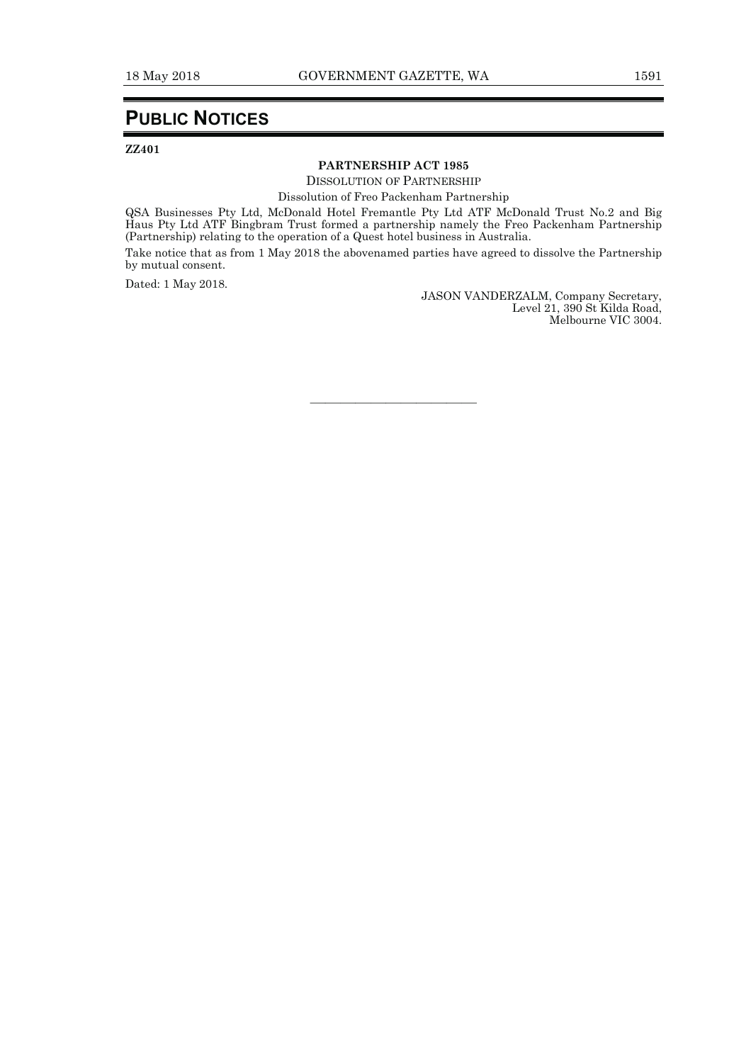# PUBLIC NOTICES

**ZZ401**

**PARTNERSHIP ACT 1985**

DISSOLUTION OF PARTNERSHIP

Dissolution of Freo Packenham Partnership

QSA Businesses Pty Ltd, McDonald Hotel Fremantle Pty Ltd ATF McDonald Trust No.2 and Big Haus Pty Ltd ATF Bingbram Trust formed a partnership namely the Freo Packenham Partnership (Partnership) relating to the operation of a Quest hotel business in Australia.

Take notice that as from 1 May 2018 the abovenamed parties have agreed to dissolve the Partnership by mutual consent.

Dated: 1 May 2018.

JASON VANDERZALM, Company Secretary,
Level 21, 390 St Kilda Road,
Melbourne VIC 3004.

---